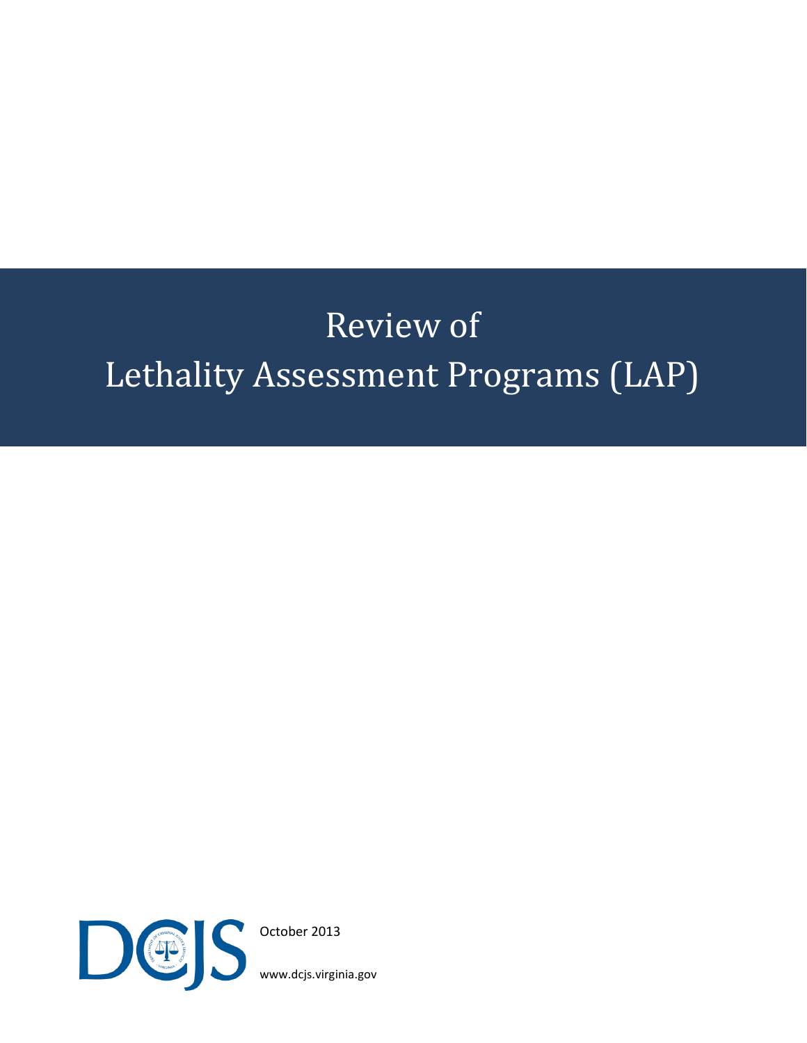# Review of Lethality Assessment Programs (LAP)

DCJS

October 2013

www.dcjs.virginia.gov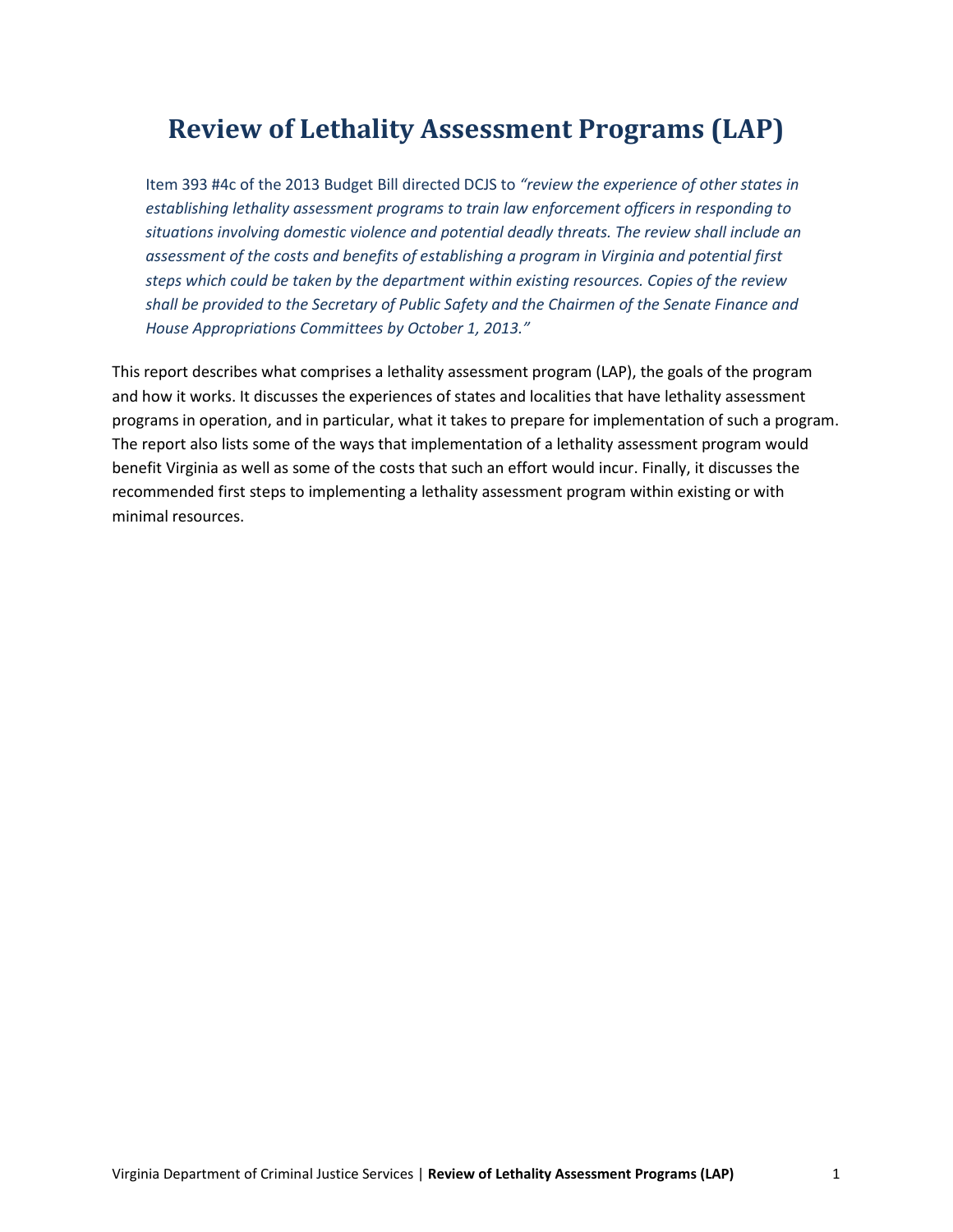# Review of Lethality Assessment Programs (LAP)

> Item 393 #4c of the 2013 Budget Bill directed DCJS to *"review the experience of other states in establishing lethality assessment programs to train law enforcement officers in responding to situations involving domestic violence and potential deadly threats. The review shall include an assessment of the costs and benefits of establishing a program in Virginia and potential first steps which could be taken by the department within existing resources. Copies of the review shall be provided to the Secretary of Public Safety and the Chairmen of the Senate Finance and House Appropriations Committees by October 1, 2013."*

This report describes what comprises a lethality assessment program (LAP), the goals of the program and how it works. It discusses the experiences of states and localities that have lethality assessment programs in operation, and in particular, what it takes to prepare for implementation of such a program. The report also lists some of the ways that implementation of a lethality assessment program would benefit Virginia as well as some of the costs that such an effort would incur. Finally, it discusses the recommended first steps to implementing a lethality assessment program within existing or with minimal resources.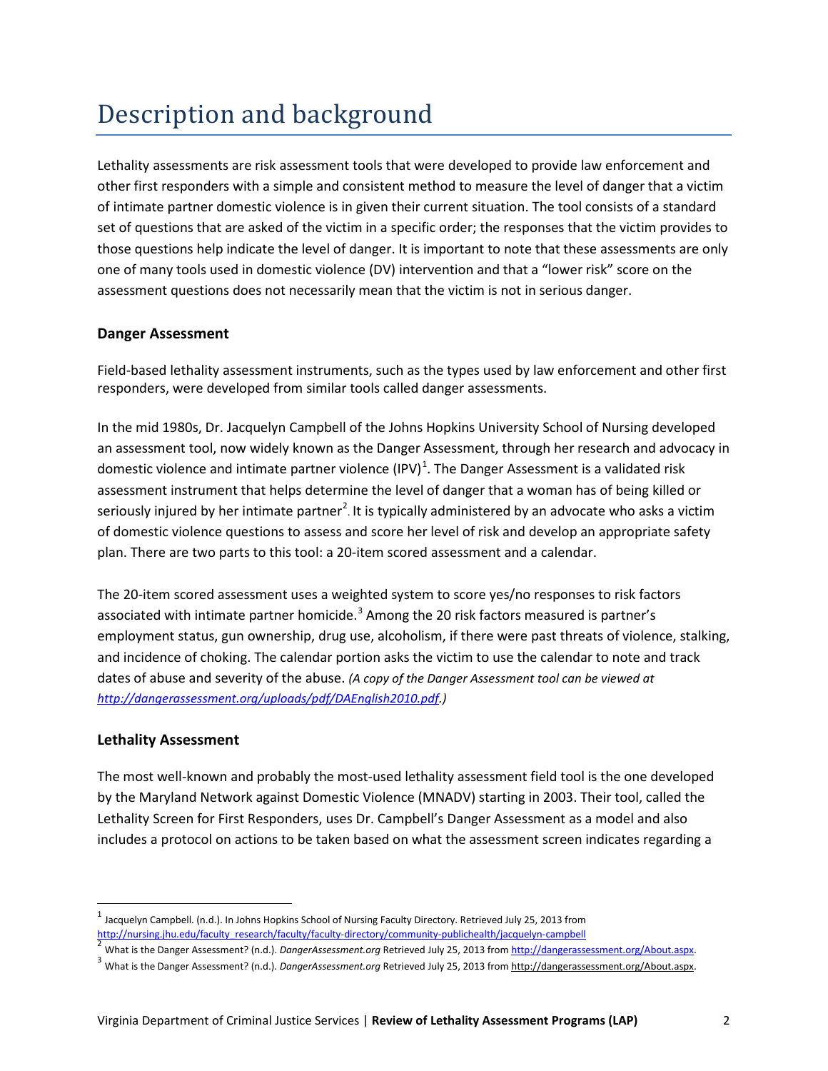# Description and background

Lethality assessments are risk assessment tools that were developed to provide law enforcement and other first responders with a simple and consistent method to measure the level of danger that a victim of intimate partner domestic violence is in given their current situation. The tool consists of a standard set of questions that are asked of the victim in a specific order; the responses that the victim provides to those questions help indicate the level of danger. It is important to note that these assessments are only one of many tools used in domestic violence (DV) intervention and that a "lower risk" score on the assessment questions does not necessarily mean that the victim is not in serious danger.

### Danger Assessment

Field-based lethality assessment instruments, such as the types used by law enforcement and other first responders, were developed from similar tools called danger assessments.

In the mid 1980s, Dr. Jacquelyn Campbell of the Johns Hopkins University School of Nursing developed an assessment tool, now widely known as the Danger Assessment, through her research and advocacy in domestic violence and intimate partner violence (IPV)[1]. The Danger Assessment is a validated risk assessment instrument that helps determine the level of danger that a woman has of being killed or seriously injured by her intimate partner[2]. It is typically administered by an advocate who asks a victim of domestic violence questions to assess and score her level of risk and develop an appropriate safety plan. There are two parts to this tool: a 20-item scored assessment and a calendar.

The 20-item scored assessment uses a weighted system to score yes/no responses to risk factors associated with intimate partner homicide.[3] Among the 20 risk factors measured is partner's employment status, gun ownership, drug use, alcoholism, if there were past threats of violence, stalking, and incidence of choking. The calendar portion asks the victim to use the calendar to note and track dates of abuse and severity of the abuse. *(A copy of the Danger Assessment tool can be viewed at [http://dangerassessment.org/uploads/pdf/DAEnglish2010.pdf](http://dangerassessment.org/uploads/pdf/DAEnglish2010.pdf).)*

### Lethality Assessment

The most well-known and probably the most-used lethality assessment field tool is the one developed by the Maryland Network against Domestic Violence (MNADV) starting in 2003. Their tool, called the Lethality Screen for First Responders, uses Dr. Campbell's Danger Assessment as a model and also includes a protocol on actions to be taken based on what the assessment screen indicates regarding a

---

[1] Jacquelyn Campbell. (n.d.). In Johns Hopkins School of Nursing Faculty Directory. Retrieved July 25, 2013 from http://nursing.jhu.edu/faculty_research/faculty/faculty-directory/community-publichealth/jacquelyn-campbell

[2] What is the Danger Assessment? (n.d.). *DangerAssessment.org* Retrieved July 25, 2013 from http://dangerassessment.org/About.aspx.

[3] What is the Danger Assessment? (n.d.). *DangerAssessment.org* Retrieved July 25, 2013 from http://dangerassessment.org/About.aspx.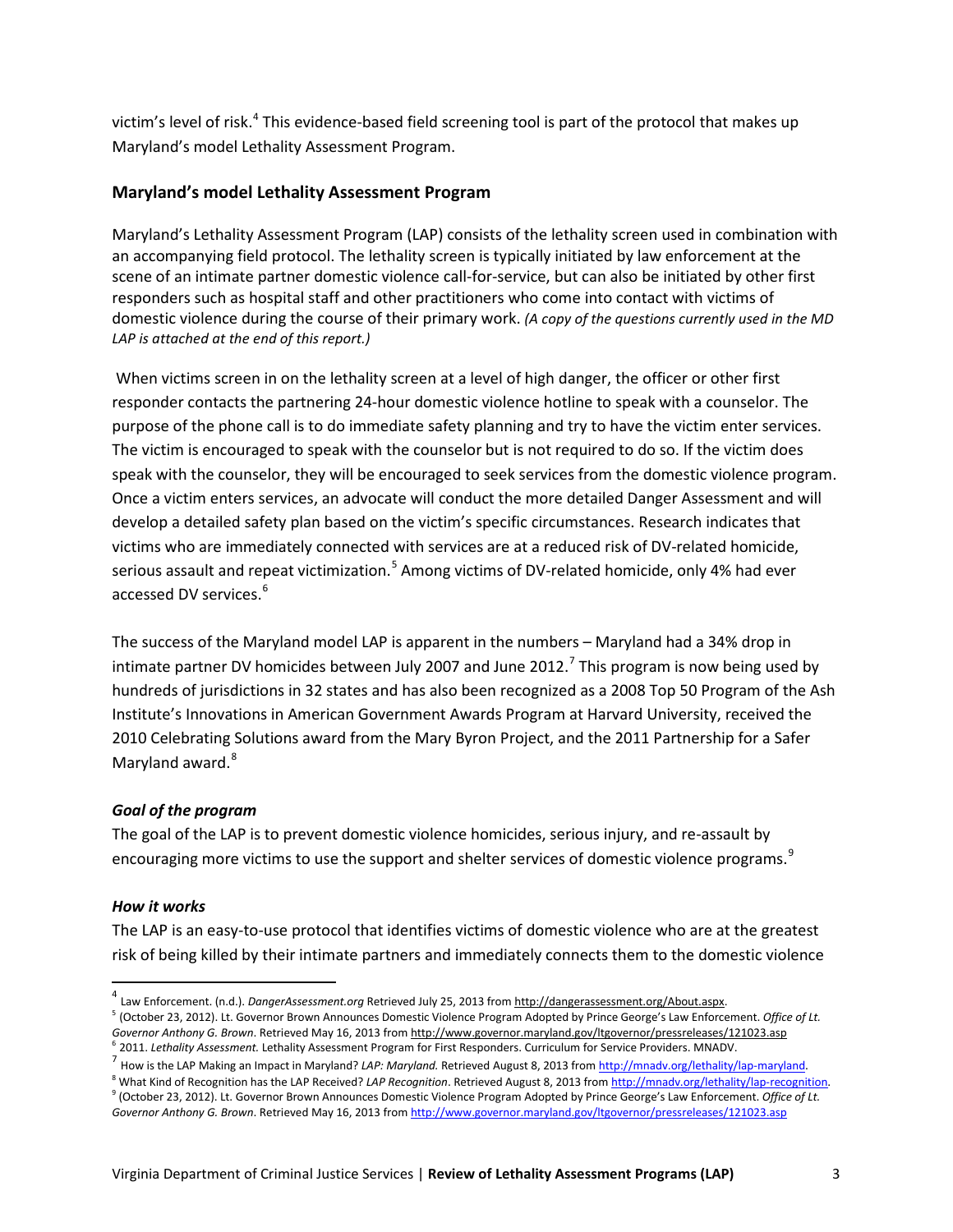victim's level of risk.[4] This evidence-based field screening tool is part of the protocol that makes up Maryland's model Lethality Assessment Program.

## Maryland's model Lethality Assessment Program

Maryland's Lethality Assessment Program (LAP) consists of the lethality screen used in combination with an accompanying field protocol. The lethality screen is typically initiated by law enforcement at the scene of an intimate partner domestic violence call-for-service, but can also be initiated by other first responders such as hospital staff and other practitioners who come into contact with victims of domestic violence during the course of their primary work. *(A copy of the questions currently used in the MD LAP is attached at the end of this report.)*

When victims screen in on the lethality screen at a level of high danger, the officer or other first responder contacts the partnering 24-hour domestic violence hotline to speak with a counselor. The purpose of the phone call is to do immediate safety planning and try to have the victim enter services. The victim is encouraged to speak with the counselor but is not required to do so. If the victim does speak with the counselor, they will be encouraged to seek services from the domestic violence program. Once a victim enters services, an advocate will conduct the more detailed Danger Assessment and will develop a detailed safety plan based on the victim's specific circumstances. Research indicates that victims who are immediately connected with services are at a reduced risk of DV-related homicide, serious assault and repeat victimization.[5] Among victims of DV-related homicide, only 4% had ever accessed DV services.[6]

The success of the Maryland model LAP is apparent in the numbers – Maryland had a 34% drop in intimate partner DV homicides between July 2007 and June 2012.[7] This program is now being used by hundreds of jurisdictions in 32 states and has also been recognized as a 2008 Top 50 Program of the Ash Institute's Innovations in American Government Awards Program at Harvard University, received the 2010 Celebrating Solutions award from the Mary Byron Project, and the 2011 Partnership for a Safer Maryland award.[8]

### *Goal of the program*

The goal of the LAP is to prevent domestic violence homicides, serious injury, and re-assault by encouraging more victims to use the support and shelter services of domestic violence programs.[9]

### *How it works*

The LAP is an easy-to-use protocol that identifies victims of domestic violence who are at the greatest risk of being killed by their intimate partners and immediately connects them to the domestic violence

---

[4] Law Enforcement. (n.d.). *DangerAssessment.org* Retrieved July 25, 2013 from http://dangerassessment.org/About.aspx.

[5] (October 23, 2012). Lt. Governor Brown Announces Domestic Violence Program Adopted by Prince George's Law Enforcement. *Office of Lt. Governor Anthony G. Brown*. Retrieved May 16, 2013 from http://www.governor.maryland.gov/ltgovernor/pressreleases/121023.asp

[6] 2011. *Lethality Assessment.* Lethality Assessment Program for First Responders. Curriculum for Service Providers. MNADV.

[7] How is the LAP Making an Impact in Maryland? *LAP: Maryland.* Retrieved August 8, 2013 from http://mnadv.org/lethality/lap-maryland.

[8] What Kind of Recognition has the LAP Received? *LAP Recognition*. Retrieved August 8, 2013 from http://mnadv.org/lethality/lap-recognition.

[9] (October 23, 2012). Lt. Governor Brown Announces Domestic Violence Program Adopted by Prince George's Law Enforcement. *Office of Lt. Governor Anthony G. Brown*. Retrieved May 16, 2013 from http://www.governor.maryland.gov/ltgovernor/pressreleases/121023.asp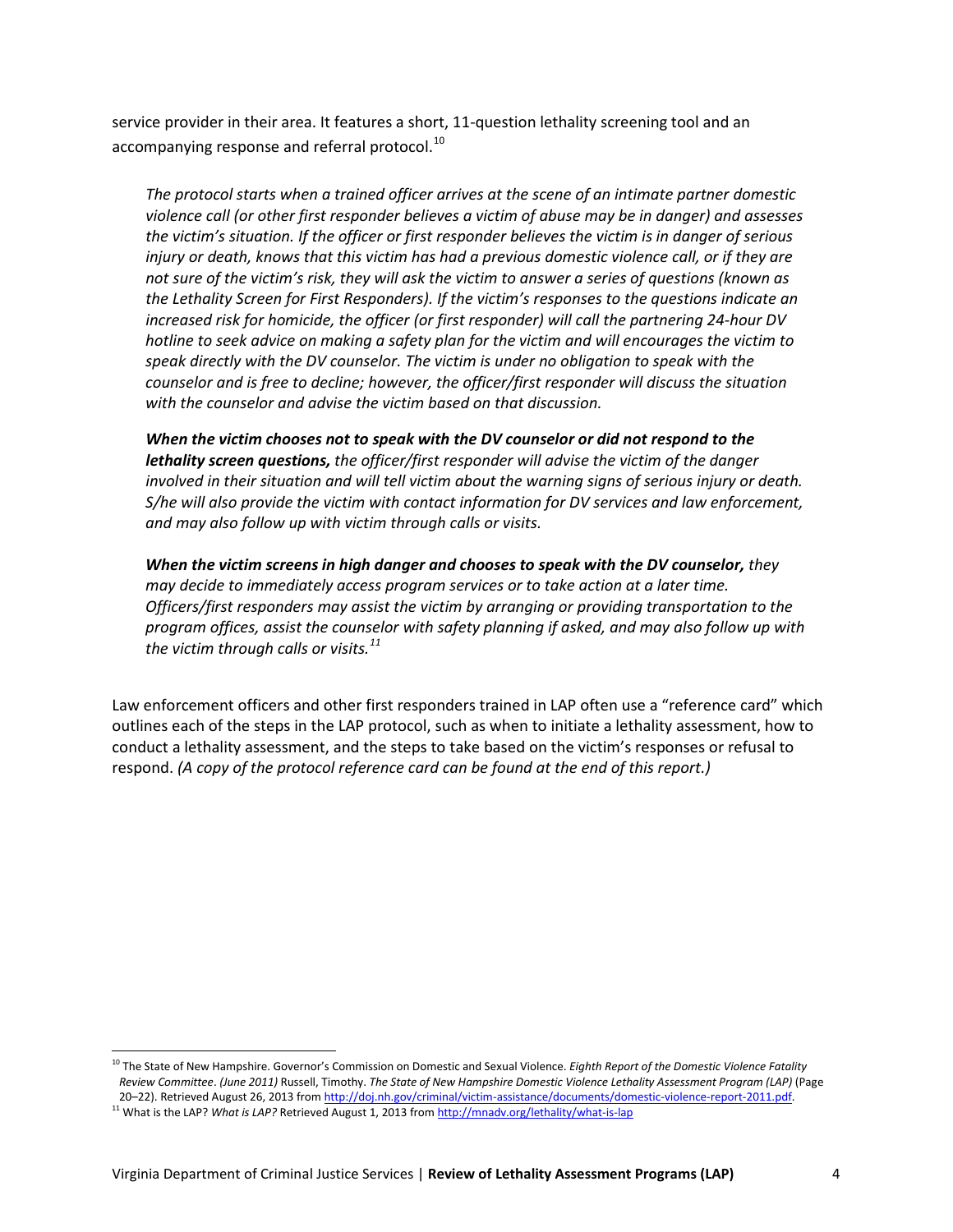service provider in their area. It features a short, 11-question lethality screening tool and an accompanying response and referral protocol.[10]

> *The protocol starts when a trained officer arrives at the scene of an intimate partner domestic violence call (or other first responder believes a victim of abuse may be in danger) and assesses the victim's situation. If the officer or first responder believes the victim is in danger of serious injury or death, knows that this victim has had a previous domestic violence call, or if they are not sure of the victim's risk, they will ask the victim to answer a series of questions (known as the Lethality Screen for First Responders). If the victim's responses to the questions indicate an increased risk for homicide, the officer (or first responder) will call the partnering 24-hour DV hotline to seek advice on making a safety plan for the victim and will encourages the victim to speak directly with the DV counselor. The victim is under no obligation to speak with the counselor and is free to decline; however, the officer/first responder will discuss the situation with the counselor and advise the victim based on that discussion.*
>
> ***When the victim chooses not to speak with the DV counselor or did not respond to the lethality screen questions,*** *the officer/first responder will advise the victim of the danger involved in their situation and will tell victim about the warning signs of serious injury or death. S/he will also provide the victim with contact information for DV services and law enforcement, and may also follow up with victim through calls or visits.*
>
> ***When the victim screens in high danger and chooses to speak with the DV counselor,*** *they may decide to immediately access program services or to take action at a later time. Officers/first responders may assist the victim by arranging or providing transportation to the program offices, assist the counselor with safety planning if asked, and may also follow up with the victim through calls or visits.*[11]

Law enforcement officers and other first responders trained in LAP often use a "reference card" which outlines each of the steps in the LAP protocol, such as when to initiate a lethality assessment, how to conduct a lethality assessment, and the steps to take based on the victim's responses or refusal to respond. *(A copy of the protocol reference card can be found at the end of this report.)*

---

[10] The State of New Hampshire. Governor's Commission on Domestic and Sexual Violence. *Eighth Report of the Domestic Violence Fatality Review Committee*. *(June 2011)* Russell, Timothy. *The State of New Hampshire Domestic Violence Lethality Assessment Program (LAP)* (Page 20–22). Retrieved August 26, 2013 from http://doj.nh.gov/criminal/victim-assistance/documents/domestic-violence-report-2011.pdf.

[11] What is the LAP? *What is LAP?* Retrieved August 1, 2013 from http://mnadv.org/lethality/what-is-lap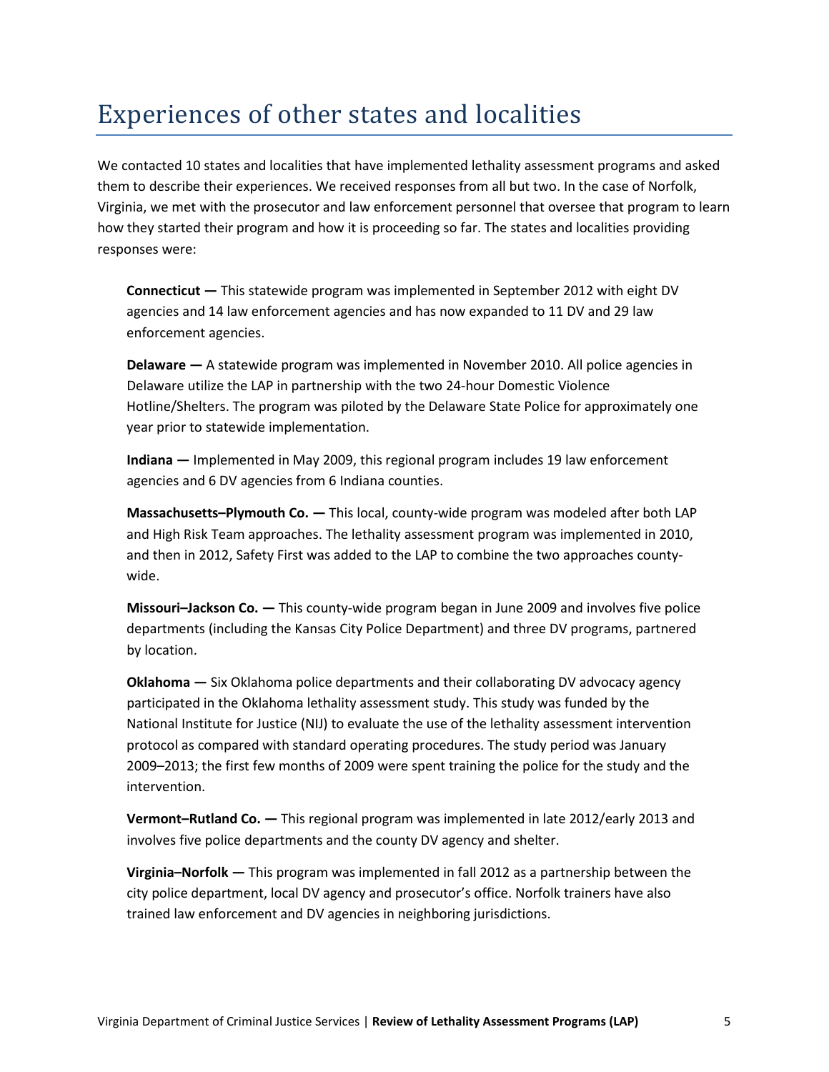# Experiences of other states and localities

We contacted 10 states and localities that have implemented lethality assessment programs and asked them to describe their experiences. We received responses from all but two. In the case of Norfolk, Virginia, we met with the prosecutor and law enforcement personnel that oversee that program to learn how they started their program and how it is proceeding so far. The states and localities providing responses were:

**Connecticut —** This statewide program was implemented in September 2012 with eight DV agencies and 14 law enforcement agencies and has now expanded to 11 DV and 29 law enforcement agencies.

**Delaware —** A statewide program was implemented in November 2010. All police agencies in Delaware utilize the LAP in partnership with the two 24-hour Domestic Violence Hotline/Shelters. The program was piloted by the Delaware State Police for approximately one year prior to statewide implementation.

**Indiana —** Implemented in May 2009, this regional program includes 19 law enforcement agencies and 6 DV agencies from 6 Indiana counties.

**Massachusetts–Plymouth Co. —** This local, county-wide program was modeled after both LAP and High Risk Team approaches. The lethality assessment program was implemented in 2010, and then in 2012, Safety First was added to the LAP to combine the two approaches county-wide.

**Missouri–Jackson Co. —** This county-wide program began in June 2009 and involves five police departments (including the Kansas City Police Department) and three DV programs, partnered by location.

**Oklahoma —** Six Oklahoma police departments and their collaborating DV advocacy agency participated in the Oklahoma lethality assessment study. This study was funded by the National Institute for Justice (NIJ) to evaluate the use of the lethality assessment intervention protocol as compared with standard operating procedures. The study period was January 2009–2013; the first few months of 2009 were spent training the police for the study and the intervention.

**Vermont–Rutland Co. —** This regional program was implemented in late 2012/early 2013 and involves five police departments and the county DV agency and shelter.

**Virginia–Norfolk —** This program was implemented in fall 2012 as a partnership between the city police department, local DV agency and prosecutor's office. Norfolk trainers have also trained law enforcement and DV agencies in neighboring jurisdictions.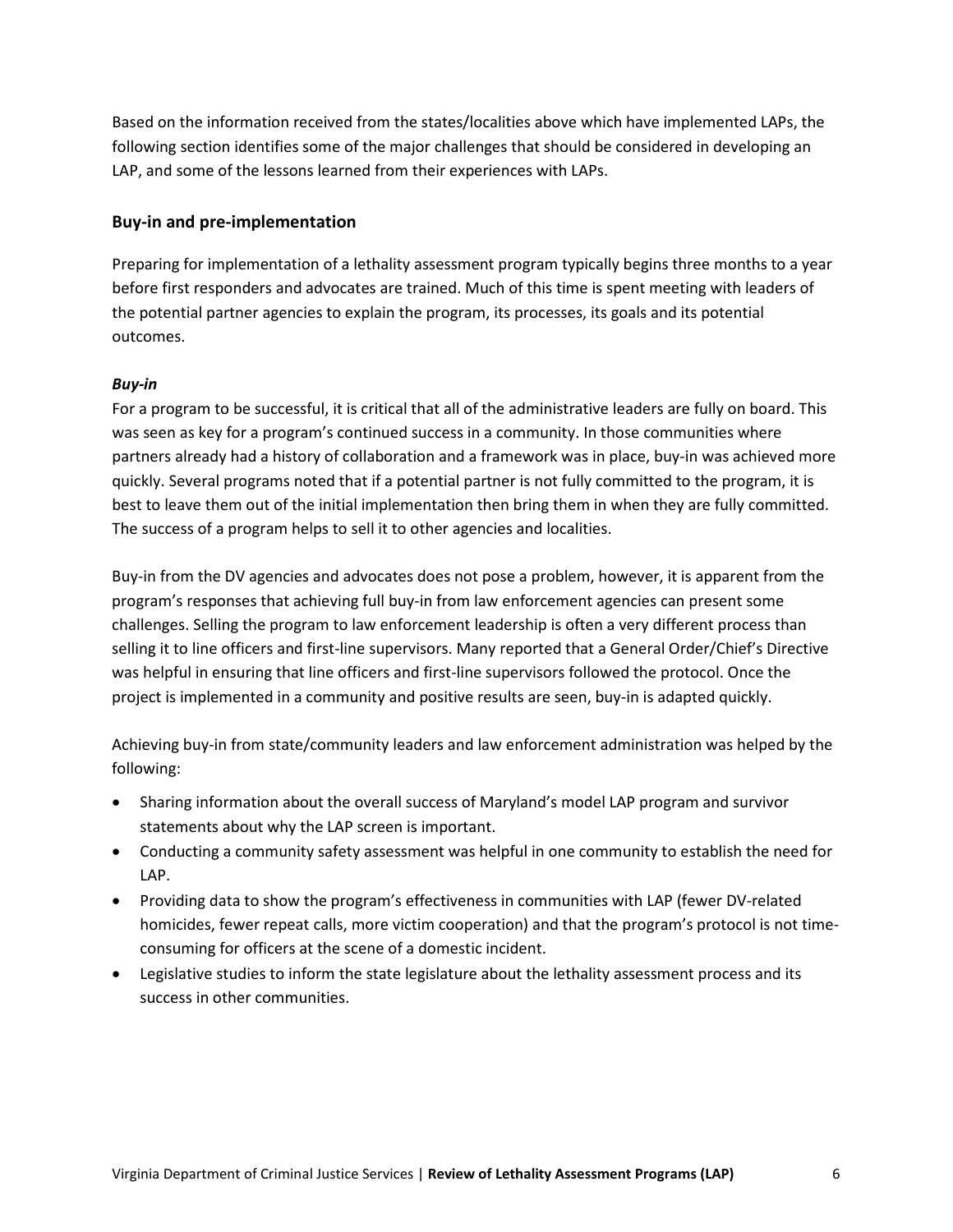Based on the information received from the states/localities above which have implemented LAPs, the following section identifies some of the major challenges that should be considered in developing an LAP, and some of the lessons learned from their experiences with LAPs.

## Buy-in and pre-implementation

Preparing for implementation of a lethality assessment program typically begins three months to a year before first responders and advocates are trained. Much of this time is spent meeting with leaders of the potential partner agencies to explain the program, its processes, its goals and its potential outcomes.

***Buy-in***

For a program to be successful, it is critical that all of the administrative leaders are fully on board. This was seen as key for a program's continued success in a community. In those communities where partners already had a history of collaboration and a framework was in place, buy-in was achieved more quickly. Several programs noted that if a potential partner is not fully committed to the program, it is best to leave them out of the initial implementation then bring them in when they are fully committed. The success of a program helps to sell it to other agencies and localities.

Buy-in from the DV agencies and advocates does not pose a problem, however, it is apparent from the program's responses that achieving full buy-in from law enforcement agencies can present some challenges. Selling the program to law enforcement leadership is often a very different process than selling it to line officers and first-line supervisors. Many reported that a General Order/Chief's Directive was helpful in ensuring that line officers and first-line supervisors followed the protocol. Once the project is implemented in a community and positive results are seen, buy-in is adapted quickly.

Achieving buy-in from state/community leaders and law enforcement administration was helped by the following:

- Sharing information about the overall success of Maryland's model LAP program and survivor statements about why the LAP screen is important.
- Conducting a community safety assessment was helpful in one community to establish the need for LAP.
- Providing data to show the program's effectiveness in communities with LAP (fewer DV-related homicides, fewer repeat calls, more victim cooperation) and that the program's protocol is not time-consuming for officers at the scene of a domestic incident.
- Legislative studies to inform the state legislature about the lethality assessment process and its success in other communities.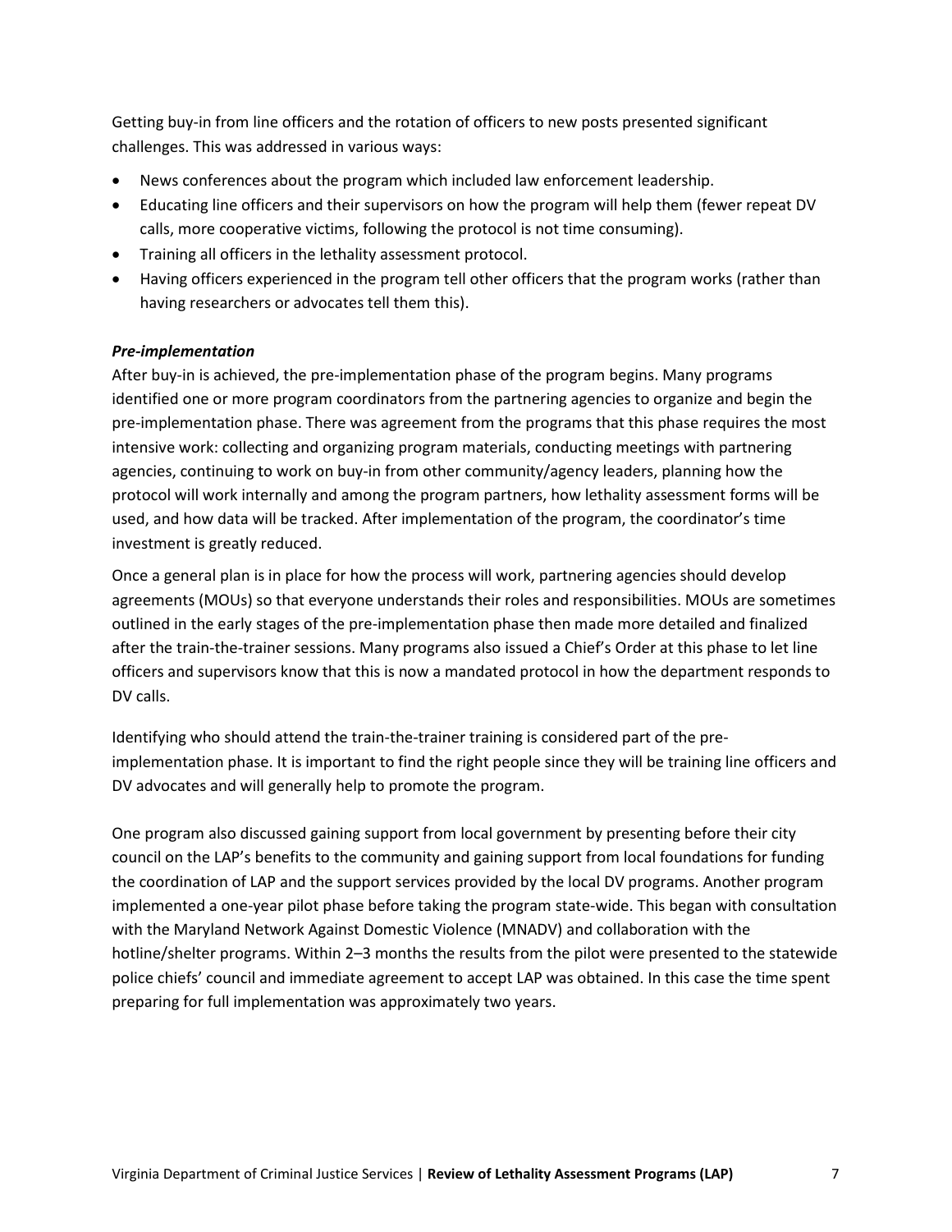Getting buy-in from line officers and the rotation of officers to new posts presented significant challenges. This was addressed in various ways:

- News conferences about the program which included law enforcement leadership.
- Educating line officers and their supervisors on how the program will help them (fewer repeat DV calls, more cooperative victims, following the protocol is not time consuming).
- Training all officers in the lethality assessment protocol.
- Having officers experienced in the program tell other officers that the program works (rather than having researchers or advocates tell them this).

***Pre-implementation***

After buy-in is achieved, the pre-implementation phase of the program begins. Many programs identified one or more program coordinators from the partnering agencies to organize and begin the pre-implementation phase. There was agreement from the programs that this phase requires the most intensive work: collecting and organizing program materials, conducting meetings with partnering agencies, continuing to work on buy-in from other community/agency leaders, planning how the protocol will work internally and among the program partners, how lethality assessment forms will be used, and how data will be tracked. After implementation of the program, the coordinator's time investment is greatly reduced.

Once a general plan is in place for how the process will work, partnering agencies should develop agreements (MOUs) so that everyone understands their roles and responsibilities. MOUs are sometimes outlined in the early stages of the pre-implementation phase then made more detailed and finalized after the train-the-trainer sessions. Many programs also issued a Chief's Order at this phase to let line officers and supervisors know that this is now a mandated protocol in how the department responds to DV calls.

Identifying who should attend the train-the-trainer training is considered part of the pre-implementation phase. It is important to find the right people since they will be training line officers and DV advocates and will generally help to promote the program.

One program also discussed gaining support from local government by presenting before their city council on the LAP's benefits to the community and gaining support from local foundations for funding the coordination of LAP and the support services provided by the local DV programs. Another program implemented a one-year pilot phase before taking the program state-wide. This began with consultation with the Maryland Network Against Domestic Violence (MNADV) and collaboration with the hotline/shelter programs. Within 2–3 months the results from the pilot were presented to the statewide police chiefs' council and immediate agreement to accept LAP was obtained. In this case the time spent preparing for full implementation was approximately two years.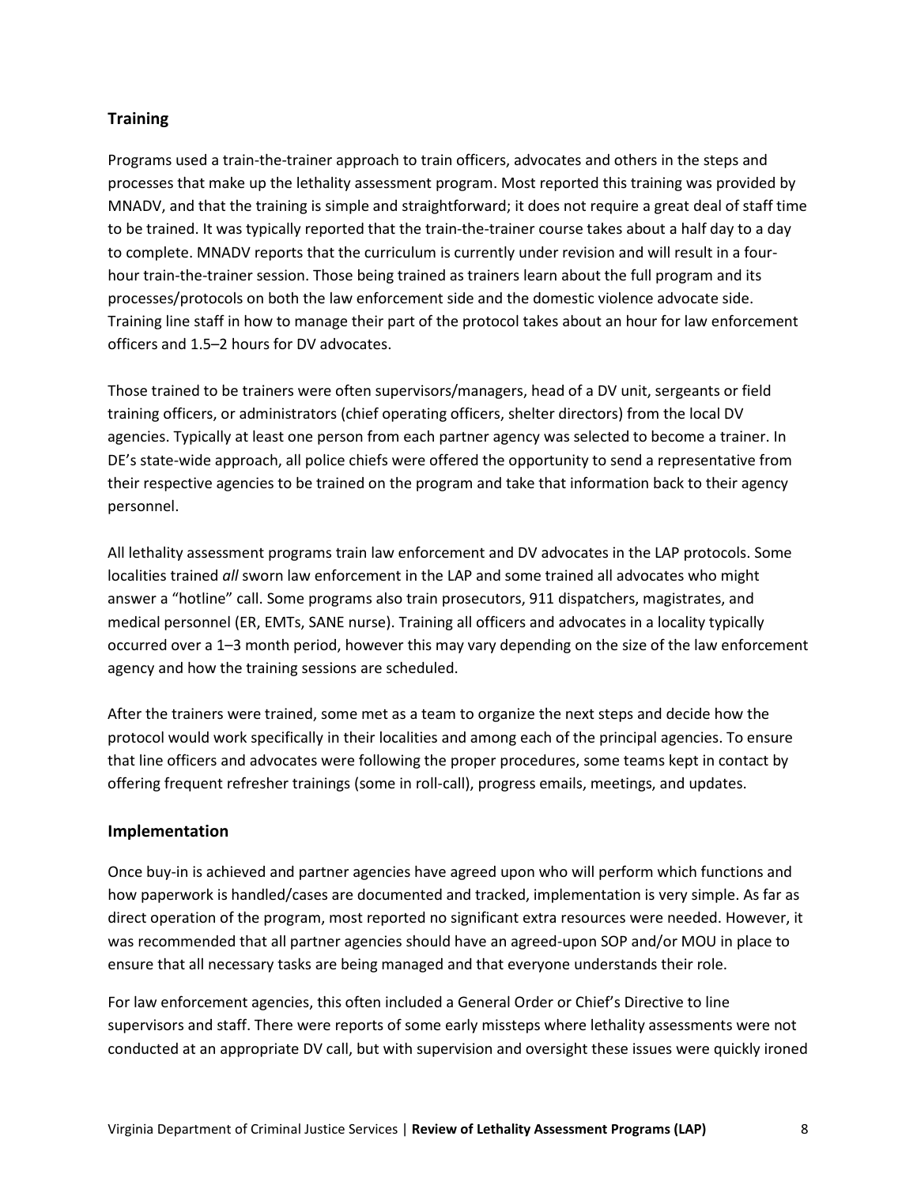## Training

Programs used a train-the-trainer approach to train officers, advocates and others in the steps and processes that make up the lethality assessment program. Most reported this training was provided by MNADV, and that the training is simple and straightforward; it does not require a great deal of staff time to be trained. It was typically reported that the train-the-trainer course takes about a half day to a day to complete. MNADV reports that the curriculum is currently under revision and will result in a four-hour train-the-trainer session. Those being trained as trainers learn about the full program and its processes/protocols on both the law enforcement side and the domestic violence advocate side. Training line staff in how to manage their part of the protocol takes about an hour for law enforcement officers and 1.5–2 hours for DV advocates.

Those trained to be trainers were often supervisors/managers, head of a DV unit, sergeants or field training officers, or administrators (chief operating officers, shelter directors) from the local DV agencies. Typically at least one person from each partner agency was selected to become a trainer. In DE's state-wide approach, all police chiefs were offered the opportunity to send a representative from their respective agencies to be trained on the program and take that information back to their agency personnel.

All lethality assessment programs train law enforcement and DV advocates in the LAP protocols. Some localities trained *all* sworn law enforcement in the LAP and some trained all advocates who might answer a "hotline" call. Some programs also train prosecutors, 911 dispatchers, magistrates, and medical personnel (ER, EMTs, SANE nurse). Training all officers and advocates in a locality typically occurred over a 1–3 month period, however this may vary depending on the size of the law enforcement agency and how the training sessions are scheduled.

After the trainers were trained, some met as a team to organize the next steps and decide how the protocol would work specifically in their localities and among each of the principal agencies. To ensure that line officers and advocates were following the proper procedures, some teams kept in contact by offering frequent refresher trainings (some in roll-call), progress emails, meetings, and updates.

## Implementation

Once buy-in is achieved and partner agencies have agreed upon who will perform which functions and how paperwork is handled/cases are documented and tracked, implementation is very simple. As far as direct operation of the program, most reported no significant extra resources were needed. However, it was recommended that all partner agencies should have an agreed-upon SOP and/or MOU in place to ensure that all necessary tasks are being managed and that everyone understands their role.

For law enforcement agencies, this often included a General Order or Chief's Directive to line supervisors and staff. There were reports of some early missteps where lethality assessments were not conducted at an appropriate DV call, but with supervision and oversight these issues were quickly ironed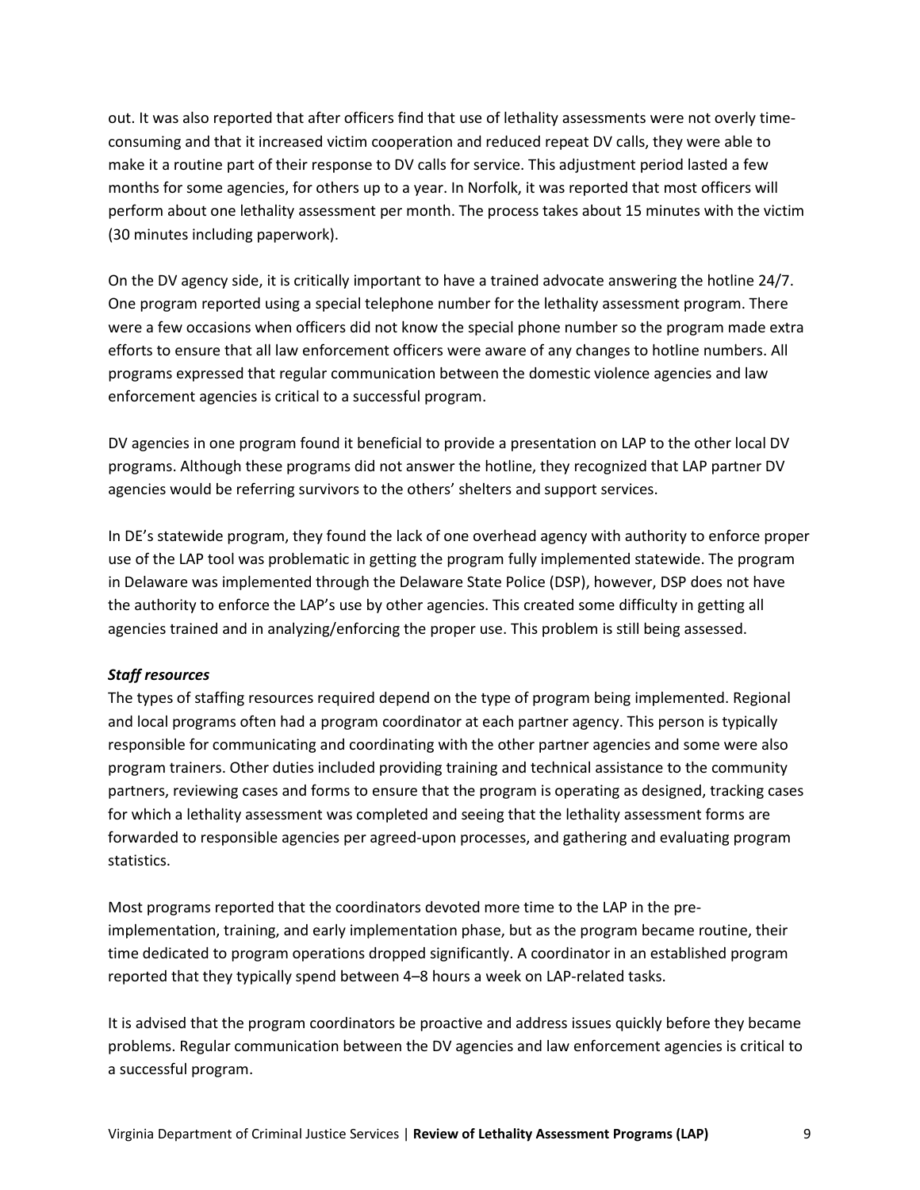out. It was also reported that after officers find that use of lethality assessments were not overly time-consuming and that it increased victim cooperation and reduced repeat DV calls, they were able to make it a routine part of their response to DV calls for service. This adjustment period lasted a few months for some agencies, for others up to a year. In Norfolk, it was reported that most officers will perform about one lethality assessment per month. The process takes about 15 minutes with the victim (30 minutes including paperwork).

On the DV agency side, it is critically important to have a trained advocate answering the hotline 24/7. One program reported using a special telephone number for the lethality assessment program. There were a few occasions when officers did not know the special phone number so the program made extra efforts to ensure that all law enforcement officers were aware of any changes to hotline numbers. All programs expressed that regular communication between the domestic violence agencies and law enforcement agencies is critical to a successful program.

DV agencies in one program found it beneficial to provide a presentation on LAP to the other local DV programs. Although these programs did not answer the hotline, they recognized that LAP partner DV agencies would be referring survivors to the others' shelters and support services.

In DE's statewide program, they found the lack of one overhead agency with authority to enforce proper use of the LAP tool was problematic in getting the program fully implemented statewide. The program in Delaware was implemented through the Delaware State Police (DSP), however, DSP does not have the authority to enforce the LAP's use by other agencies. This created some difficulty in getting all agencies trained and in analyzing/enforcing the proper use. This problem is still being assessed.

***Staff resources***

The types of staffing resources required depend on the type of program being implemented. Regional and local programs often had a program coordinator at each partner agency. This person is typically responsible for communicating and coordinating with the other partner agencies and some were also program trainers. Other duties included providing training and technical assistance to the community partners, reviewing cases and forms to ensure that the program is operating as designed, tracking cases for which a lethality assessment was completed and seeing that the lethality assessment forms are forwarded to responsible agencies per agreed-upon processes, and gathering and evaluating program statistics.

Most programs reported that the coordinators devoted more time to the LAP in the pre-implementation, training, and early implementation phase, but as the program became routine, their time dedicated to program operations dropped significantly. A coordinator in an established program reported that they typically spend between 4–8 hours a week on LAP-related tasks.

It is advised that the program coordinators be proactive and address issues quickly before they became problems. Regular communication between the DV agencies and law enforcement agencies is critical to a successful program.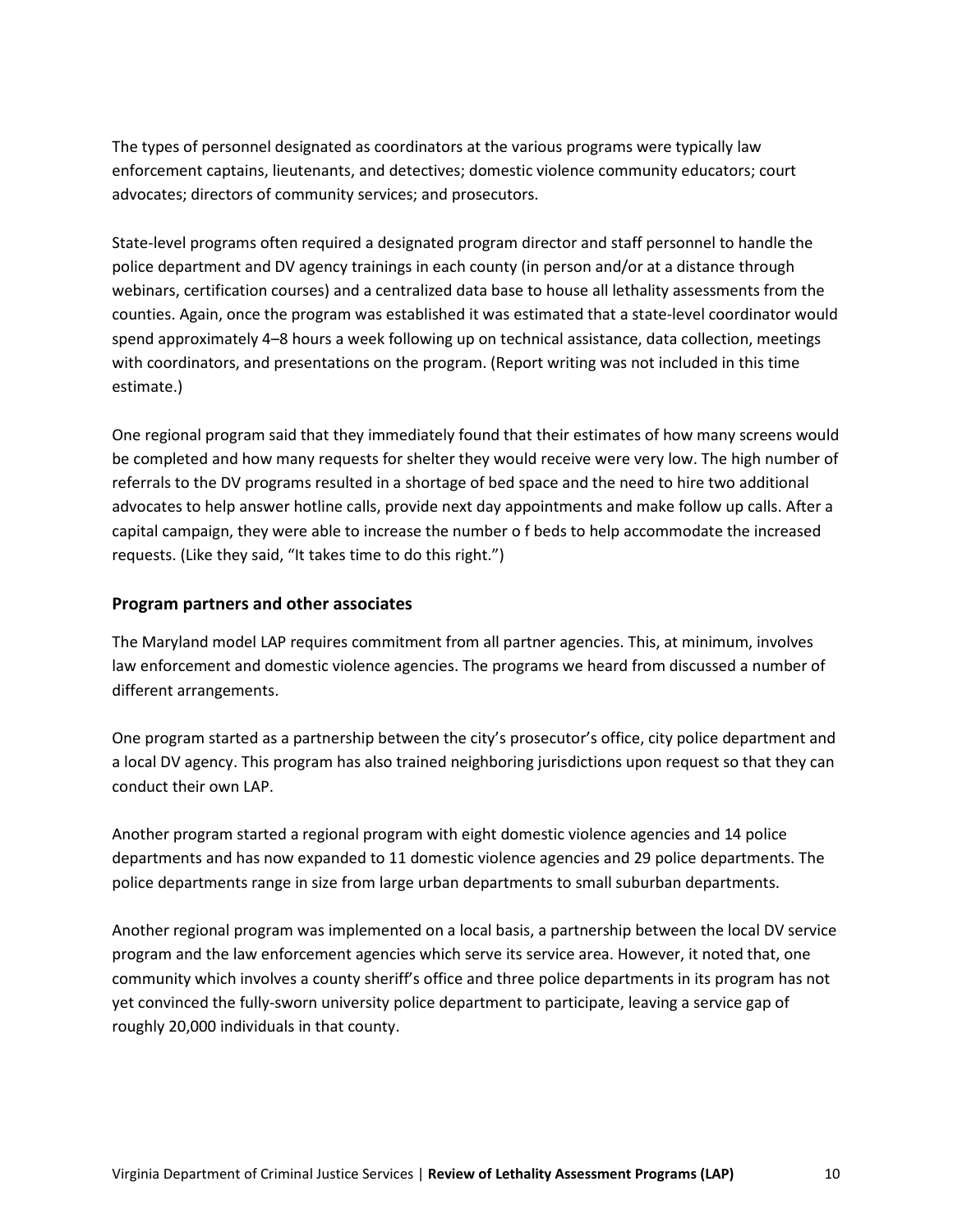The types of personnel designated as coordinators at the various programs were typically law enforcement captains, lieutenants, and detectives; domestic violence community educators; court advocates; directors of community services; and prosecutors.

State-level programs often required a designated program director and staff personnel to handle the police department and DV agency trainings in each county (in person and/or at a distance through webinars, certification courses) and a centralized data base to house all lethality assessments from the counties. Again, once the program was established it was estimated that a state-level coordinator would spend approximately 4–8 hours a week following up on technical assistance, data collection, meetings with coordinators, and presentations on the program. (Report writing was not included in this time estimate.)

One regional program said that they immediately found that their estimates of how many screens would be completed and how many requests for shelter they would receive were very low. The high number of referrals to the DV programs resulted in a shortage of bed space and the need to hire two additional advocates to help answer hotline calls, provide next day appointments and make follow up calls. After a capital campaign, they were able to increase the number o f beds to help accommodate the increased requests. (Like they said, "It takes time to do this right.")

### Program partners and other associates

The Maryland model LAP requires commitment from all partner agencies. This, at minimum, involves law enforcement and domestic violence agencies. The programs we heard from discussed a number of different arrangements.

One program started as a partnership between the city's prosecutor's office, city police department and a local DV agency. This program has also trained neighboring jurisdictions upon request so that they can conduct their own LAP.

Another program started a regional program with eight domestic violence agencies and 14 police departments and has now expanded to 11 domestic violence agencies and 29 police departments. The police departments range in size from large urban departments to small suburban departments.

Another regional program was implemented on a local basis, a partnership between the local DV service program and the law enforcement agencies which serve its service area. However, it noted that, one community which involves a county sheriff's office and three police departments in its program has not yet convinced the fully-sworn university police department to participate, leaving a service gap of roughly 20,000 individuals in that county.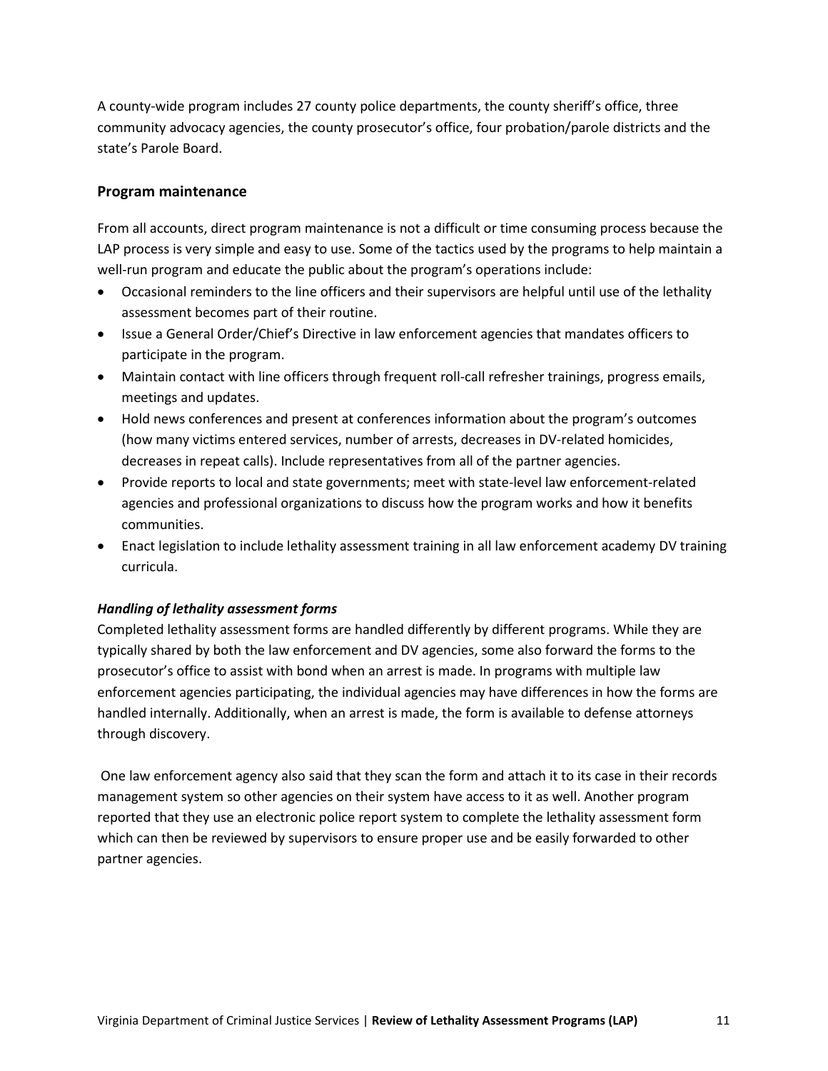A county-wide program includes 27 county police departments, the county sheriff's office, three community advocacy agencies, the county prosecutor's office, four probation/parole districts and the state's Parole Board.

### Program maintenance

From all accounts, direct program maintenance is not a difficult or time consuming process because the LAP process is very simple and easy to use. Some of the tactics used by the programs to help maintain a well-run program and educate the public about the program's operations include:

- Occasional reminders to the line officers and their supervisors are helpful until use of the lethality assessment becomes part of their routine.
- Issue a General Order/Chief's Directive in law enforcement agencies that mandates officers to participate in the program.
- Maintain contact with line officers through frequent roll-call refresher trainings, progress emails, meetings and updates.
- Hold news conferences and present at conferences information about the program's outcomes (how many victims entered services, number of arrests, decreases in DV-related homicides, decreases in repeat calls). Include representatives from all of the partner agencies.
- Provide reports to local and state governments; meet with state-level law enforcement-related agencies and professional organizations to discuss how the program works and how it benefits communities.
- Enact legislation to include lethality assessment training in all law enforcement academy DV training curricula.

#### *Handling of lethality assessment forms*

Completed lethality assessment forms are handled differently by different programs. While they are typically shared by both the law enforcement and DV agencies, some also forward the forms to the prosecutor's office to assist with bond when an arrest is made. In programs with multiple law enforcement agencies participating, the individual agencies may have differences in how the forms are handled internally. Additionally, when an arrest is made, the form is available to defense attorneys through discovery.

One law enforcement agency also said that they scan the form and attach it to its case in their records management system so other agencies on their system have access to it as well. Another program reported that they use an electronic police report system to complete the lethality assessment form which can then be reviewed by supervisors to ensure proper use and be easily forwarded to other partner agencies.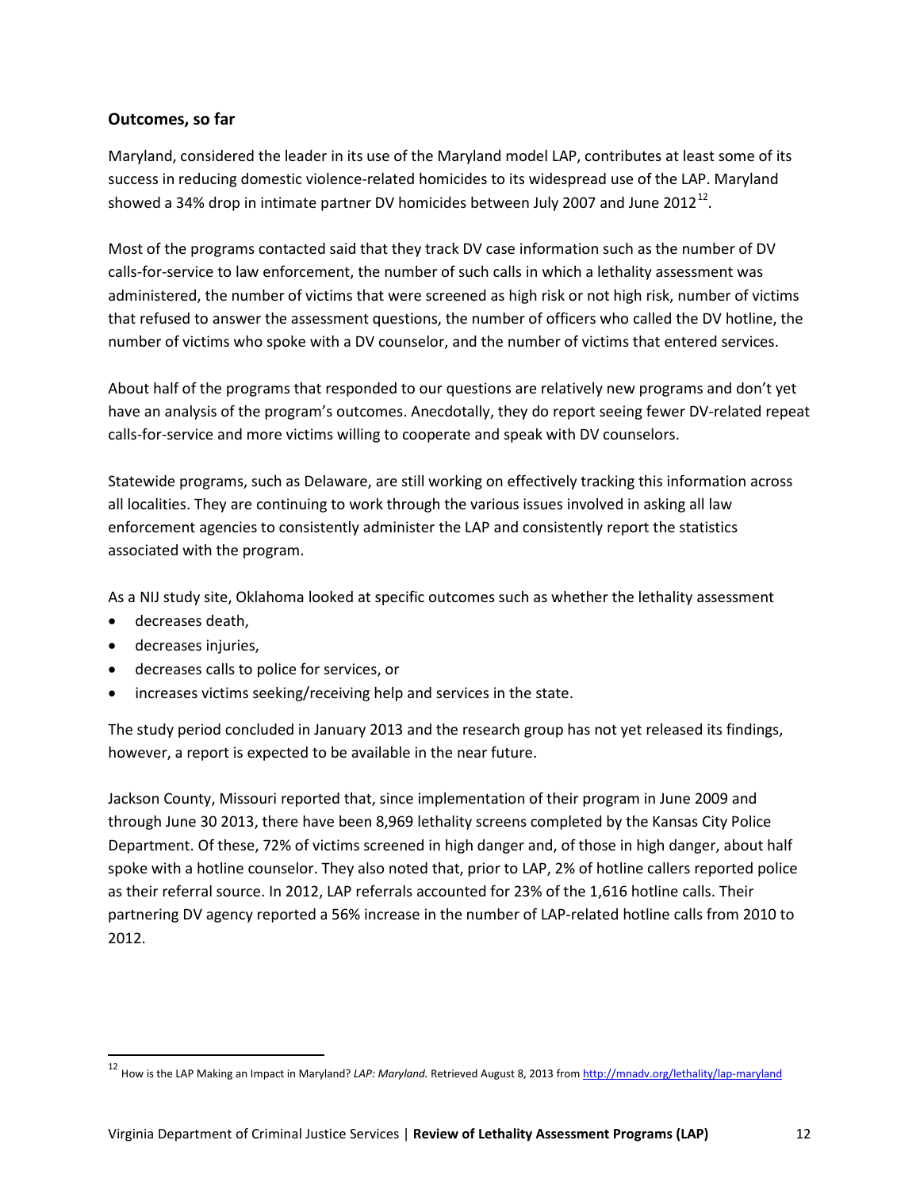### Outcomes, so far

Maryland, considered the leader in its use of the Maryland model LAP, contributes at least some of its success in reducing domestic violence-related homicides to its widespread use of the LAP. Maryland showed a 34% drop in intimate partner DV homicides between July 2007 and June 2012[12].

Most of the programs contacted said that they track DV case information such as the number of DV calls-for-service to law enforcement, the number of such calls in which a lethality assessment was administered, the number of victims that were screened as high risk or not high risk, number of victims that refused to answer the assessment questions, the number of officers who called the DV hotline, the number of victims who spoke with a DV counselor, and the number of victims that entered services.

About half of the programs that responded to our questions are relatively new programs and don't yet have an analysis of the program's outcomes. Anecdotally, they do report seeing fewer DV-related repeat calls-for-service and more victims willing to cooperate and speak with DV counselors.

Statewide programs, such as Delaware, are still working on effectively tracking this information across all localities. They are continuing to work through the various issues involved in asking all law enforcement agencies to consistently administer the LAP and consistently report the statistics associated with the program.

As a NIJ study site, Oklahoma looked at specific outcomes such as whether the lethality assessment

- decreases death,
- decreases injuries,
- decreases calls to police for services, or
- increases victims seeking/receiving help and services in the state.

The study period concluded in January 2013 and the research group has not yet released its findings, however, a report is expected to be available in the near future.

Jackson County, Missouri reported that, since implementation of their program in June 2009 and through June 30 2013, there have been 8,969 lethality screens completed by the Kansas City Police Department. Of these, 72% of victims screened in high danger and, of those in high danger, about half spoke with a hotline counselor. They also noted that, prior to LAP, 2% of hotline callers reported police as their referral source. In 2012, LAP referrals accounted for 23% of the 1,616 hotline calls. Their partnering DV agency reported a 56% increase in the number of LAP-related hotline calls from 2010 to 2012.

---

[12] How is the LAP Making an Impact in Maryland? *LAP: Maryland.* Retrieved August 8, 2013 from http://mnadv.org/lethality/lap-maryland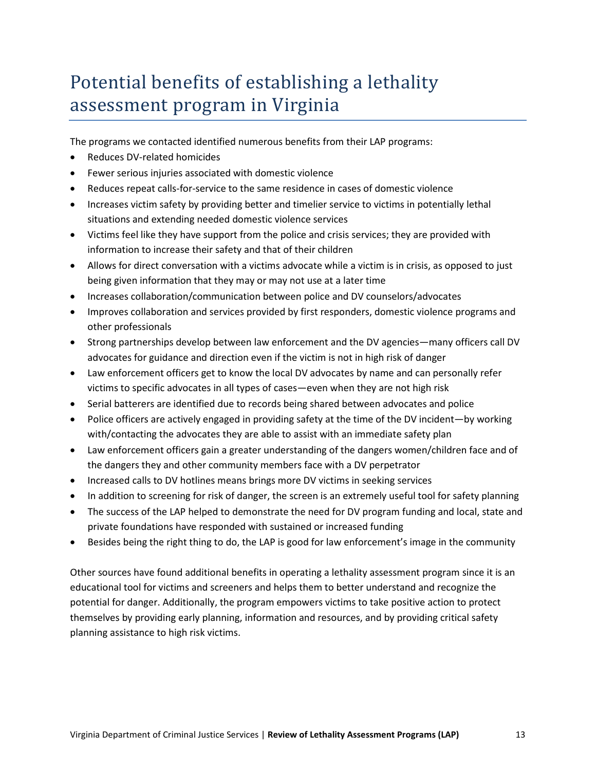# Potential benefits of establishing a lethality assessment program in Virginia

The programs we contacted identified numerous benefits from their LAP programs:

- Reduces DV-related homicides
- Fewer serious injuries associated with domestic violence
- Reduces repeat calls-for-service to the same residence in cases of domestic violence
- Increases victim safety by providing better and timelier service to victims in potentially lethal situations and extending needed domestic violence services
- Victims feel like they have support from the police and crisis services; they are provided with information to increase their safety and that of their children
- Allows for direct conversation with a victims advocate while a victim is in crisis, as opposed to just being given information that they may or may not use at a later time
- Increases collaboration/communication between police and DV counselors/advocates
- Improves collaboration and services provided by first responders, domestic violence programs and other professionals
- Strong partnerships develop between law enforcement and the DV agencies—many officers call DV advocates for guidance and direction even if the victim is not in high risk of danger
- Law enforcement officers get to know the local DV advocates by name and can personally refer victims to specific advocates in all types of cases—even when they are not high risk
- Serial batterers are identified due to records being shared between advocates and police
- Police officers are actively engaged in providing safety at the time of the DV incident—by working with/contacting the advocates they are able to assist with an immediate safety plan
- Law enforcement officers gain a greater understanding of the dangers women/children face and of the dangers they and other community members face with a DV perpetrator
- Increased calls to DV hotlines means brings more DV victims in seeking services
- In addition to screening for risk of danger, the screen is an extremely useful tool for safety planning
- The success of the LAP helped to demonstrate the need for DV program funding and local, state and private foundations have responded with sustained or increased funding
- Besides being the right thing to do, the LAP is good for law enforcement's image in the community

Other sources have found additional benefits in operating a lethality assessment program since it is an educational tool for victims and screeners and helps them to better understand and recognize the potential for danger. Additionally, the program empowers victims to take positive action to protect themselves by providing early planning, information and resources, and by providing critical safety planning assistance to high risk victims.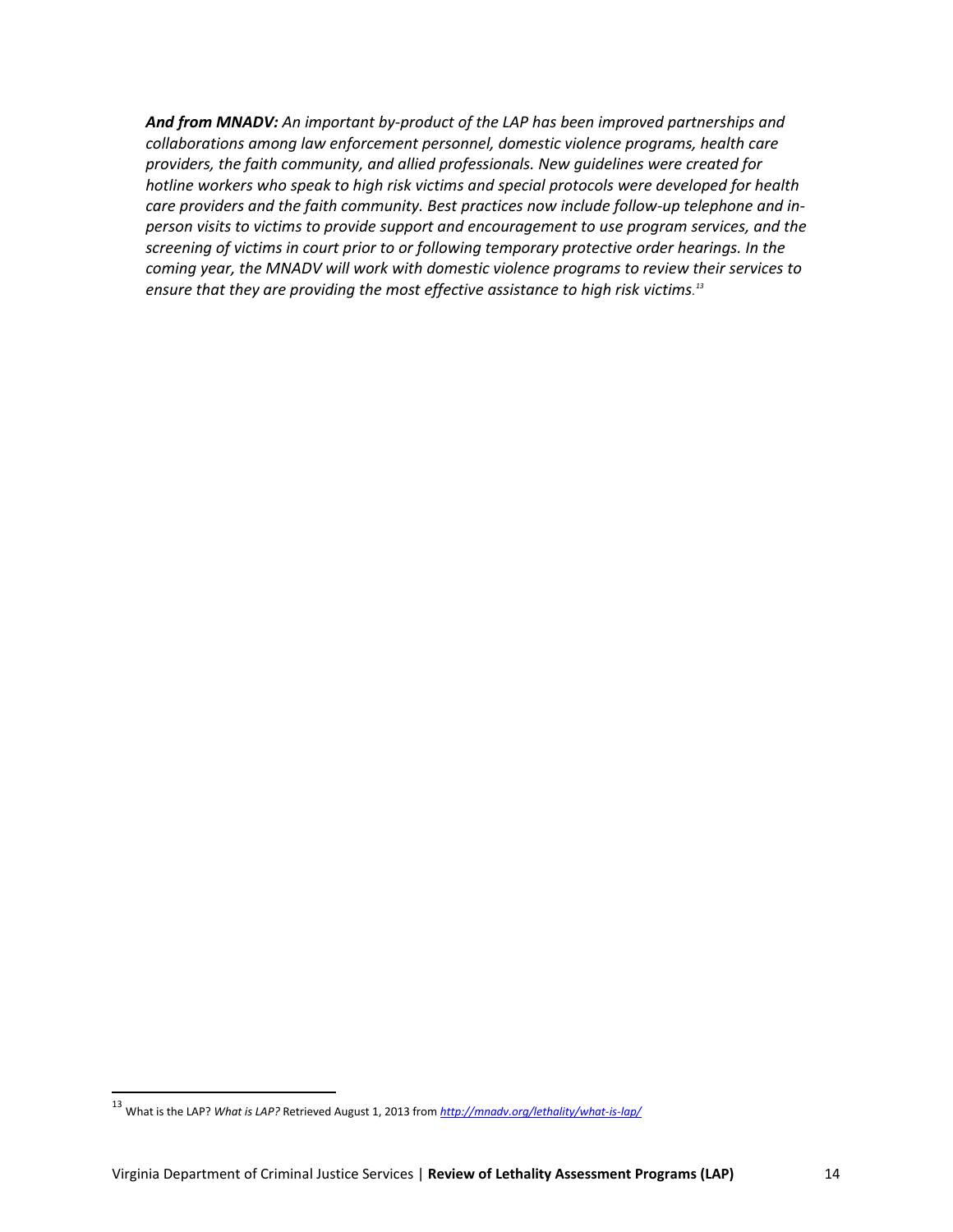***And from MNADV:*** *An important by-product of the LAP has been improved partnerships and collaborations among law enforcement personnel, domestic violence programs, health care providers, the faith community, and allied professionals. New guidelines were created for hotline workers who speak to high risk victims and special protocols were developed for health care providers and the faith community. Best practices now include follow-up telephone and in-person visits to victims to provide support and encouragement to use program services, and the screening of victims in court prior to or following temporary protective order hearings. In the coming year, the MNADV will work with domestic violence programs to review their services to ensure that they are providing the most effective assistance to high risk victims.*[13]

---

[13] What is the LAP? *What is LAP?* Retrieved August 1, 2013 from *http://mnadv.org/lethality/what-is-lap/*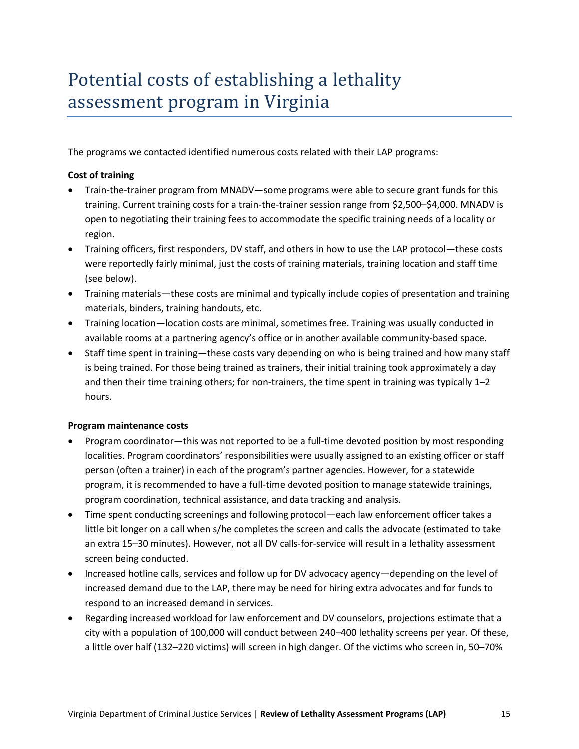# Potential costs of establishing a lethality assessment program in Virginia

The programs we contacted identified numerous costs related with their LAP programs:

**Cost of training**

- Train-the-trainer program from MNADV—some programs were able to secure grant funds for this training. Current training costs for a train-the-trainer session range from $2,500–$4,000. MNADV is open to negotiating their training fees to accommodate the specific training needs of a locality or region.
- Training officers, first responders, DV staff, and others in how to use the LAP protocol—these costs were reportedly fairly minimal, just the costs of training materials, training location and staff time (see below).
- Training materials—these costs are minimal and typically include copies of presentation and training materials, binders, training handouts, etc.
- Training location—location costs are minimal, sometimes free. Training was usually conducted in available rooms at a partnering agency's office or in another available community-based space.
- Staff time spent in training—these costs vary depending on who is being trained and how many staff is being trained. For those being trained as trainers, their initial training took approximately a day and then their time training others; for non-trainers, the time spent in training was typically 1–2 hours.

**Program maintenance costs**

- Program coordinator—this was not reported to be a full-time devoted position by most responding localities. Program coordinators' responsibilities were usually assigned to an existing officer or staff person (often a trainer) in each of the program's partner agencies. However, for a statewide program, it is recommended to have a full-time devoted position to manage statewide trainings, program coordination, technical assistance, and data tracking and analysis.
- Time spent conducting screenings and following protocol—each law enforcement officer takes a little bit longer on a call when s/he completes the screen and calls the advocate (estimated to take an extra 15–30 minutes). However, not all DV calls-for-service will result in a lethality assessment screen being conducted.
- Increased hotline calls, services and follow up for DV advocacy agency—depending on the level of increased demand due to the LAP, there may be need for hiring extra advocates and for funds to respond to an increased demand in services.
- Regarding increased workload for law enforcement and DV counselors, projections estimate that a city with a population of 100,000 will conduct between 240–400 lethality screens per year. Of these, a little over half (132–220 victims) will screen in high danger. Of the victims who screen in, 50–70%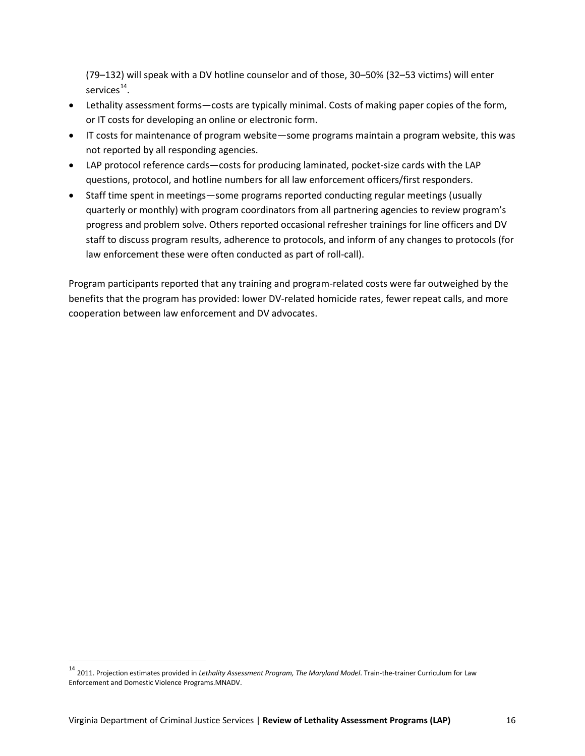(79–132) will speak with a DV hotline counselor and of those, 30–50% (32–53 victims) will enter services[14].

- Lethality assessment forms—costs are typically minimal. Costs of making paper copies of the form, or IT costs for developing an online or electronic form.
- IT costs for maintenance of program website—some programs maintain a program website, this was not reported by all responding agencies.
- LAP protocol reference cards—costs for producing laminated, pocket-size cards with the LAP questions, protocol, and hotline numbers for all law enforcement officers/first responders.
- Staff time spent in meetings—some programs reported conducting regular meetings (usually quarterly or monthly) with program coordinators from all partnering agencies to review program's progress and problem solve. Others reported occasional refresher trainings for line officers and DV staff to discuss program results, adherence to protocols, and inform of any changes to protocols (for law enforcement these were often conducted as part of roll-call).

Program participants reported that any training and program-related costs were far outweighed by the benefits that the program has provided: lower DV-related homicide rates, fewer repeat calls, and more cooperation between law enforcement and DV advocates.

---

[14] 2011. Projection estimates provided in *Lethality Assessment Program, The Maryland Model*. Train-the-trainer Curriculum for Law Enforcement and Domestic Violence Programs.MNADV.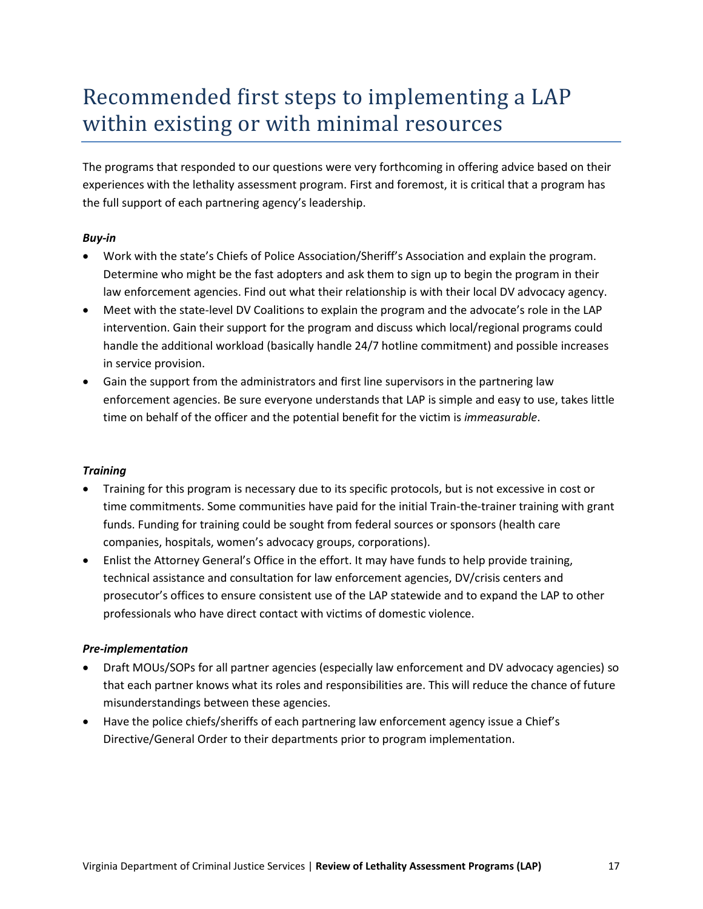# Recommended first steps to implementing a LAP within existing or with minimal resources

The programs that responded to our questions were very forthcoming in offering advice based on their experiences with the lethality assessment program. First and foremost, it is critical that a program has the full support of each partnering agency's leadership.

***Buy-in***

- Work with the state's Chiefs of Police Association/Sheriff's Association and explain the program. Determine who might be the fast adopters and ask them to sign up to begin the program in their law enforcement agencies. Find out what their relationship is with their local DV advocacy agency.
- Meet with the state-level DV Coalitions to explain the program and the advocate's role in the LAP intervention. Gain their support for the program and discuss which local/regional programs could handle the additional workload (basically handle 24/7 hotline commitment) and possible increases in service provision.
- Gain the support from the administrators and first line supervisors in the partnering law enforcement agencies. Be sure everyone understands that LAP is simple and easy to use, takes little time on behalf of the officer and the potential benefit for the victim is *immeasurable*.

***Training***

- Training for this program is necessary due to its specific protocols, but is not excessive in cost or time commitments. Some communities have paid for the initial Train-the-trainer training with grant funds. Funding for training could be sought from federal sources or sponsors (health care companies, hospitals, women's advocacy groups, corporations).
- Enlist the Attorney General's Office in the effort. It may have funds to help provide training, technical assistance and consultation for law enforcement agencies, DV/crisis centers and prosecutor's offices to ensure consistent use of the LAP statewide and to expand the LAP to other professionals who have direct contact with victims of domestic violence.

***Pre-implementation***

- Draft MOUs/SOPs for all partner agencies (especially law enforcement and DV advocacy agencies) so that each partner knows what its roles and responsibilities are. This will reduce the chance of future misunderstandings between these agencies.
- Have the police chiefs/sheriffs of each partnering law enforcement agency issue a Chief's Directive/General Order to their departments prior to program implementation.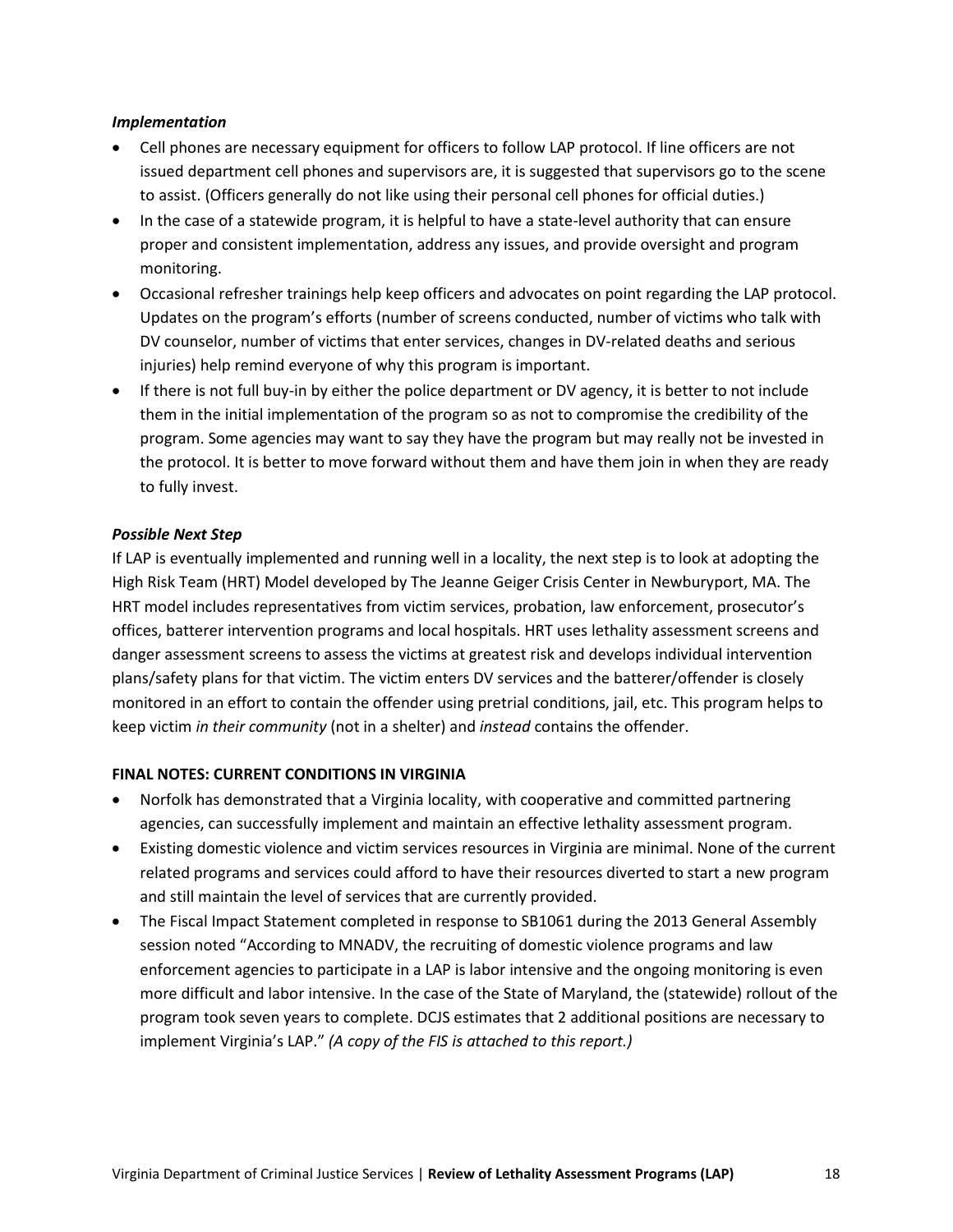***Implementation***

- Cell phones are necessary equipment for officers to follow LAP protocol. If line officers are not issued department cell phones and supervisors are, it is suggested that supervisors go to the scene to assist. (Officers generally do not like using their personal cell phones for official duties.)
- In the case of a statewide program, it is helpful to have a state-level authority that can ensure proper and consistent implementation, address any issues, and provide oversight and program monitoring.
- Occasional refresher trainings help keep officers and advocates on point regarding the LAP protocol. Updates on the program's efforts (number of screens conducted, number of victims who talk with DV counselor, number of victims that enter services, changes in DV-related deaths and serious injuries) help remind everyone of why this program is important.
- If there is not full buy-in by either the police department or DV agency, it is better to not include them in the initial implementation of the program so as not to compromise the credibility of the program. Some agencies may want to say they have the program but may really not be invested in the protocol. It is better to move forward without them and have them join in when they are ready to fully invest.

***Possible Next Step***

If LAP is eventually implemented and running well in a locality, the next step is to look at adopting the High Risk Team (HRT) Model developed by The Jeanne Geiger Crisis Center in Newburyport, MA. The HRT model includes representatives from victim services, probation, law enforcement, prosecutor's offices, batterer intervention programs and local hospitals. HRT uses lethality assessment screens and danger assessment screens to assess the victims at greatest risk and develops individual intervention plans/safety plans for that victim. The victim enters DV services and the batterer/offender is closely monitored in an effort to contain the offender using pretrial conditions, jail, etc. This program helps to keep victim *in their community* (not in a shelter) and *instead* contains the offender.

**FINAL NOTES: CURRENT CONDITIONS IN VIRGINIA**

- Norfolk has demonstrated that a Virginia locality, with cooperative and committed partnering agencies, can successfully implement and maintain an effective lethality assessment program.
- Existing domestic violence and victim services resources in Virginia are minimal. None of the current related programs and services could afford to have their resources diverted to start a new program and still maintain the level of services that are currently provided.
- The Fiscal Impact Statement completed in response to SB1061 during the 2013 General Assembly session noted "According to MNADV, the recruiting of domestic violence programs and law enforcement agencies to participate in a LAP is labor intensive and the ongoing monitoring is even more difficult and labor intensive. In the case of the State of Maryland, the (statewide) rollout of the program took seven years to complete. DCJS estimates that 2 additional positions are necessary to implement Virginia's LAP." *(A copy of the FIS is attached to this report.)*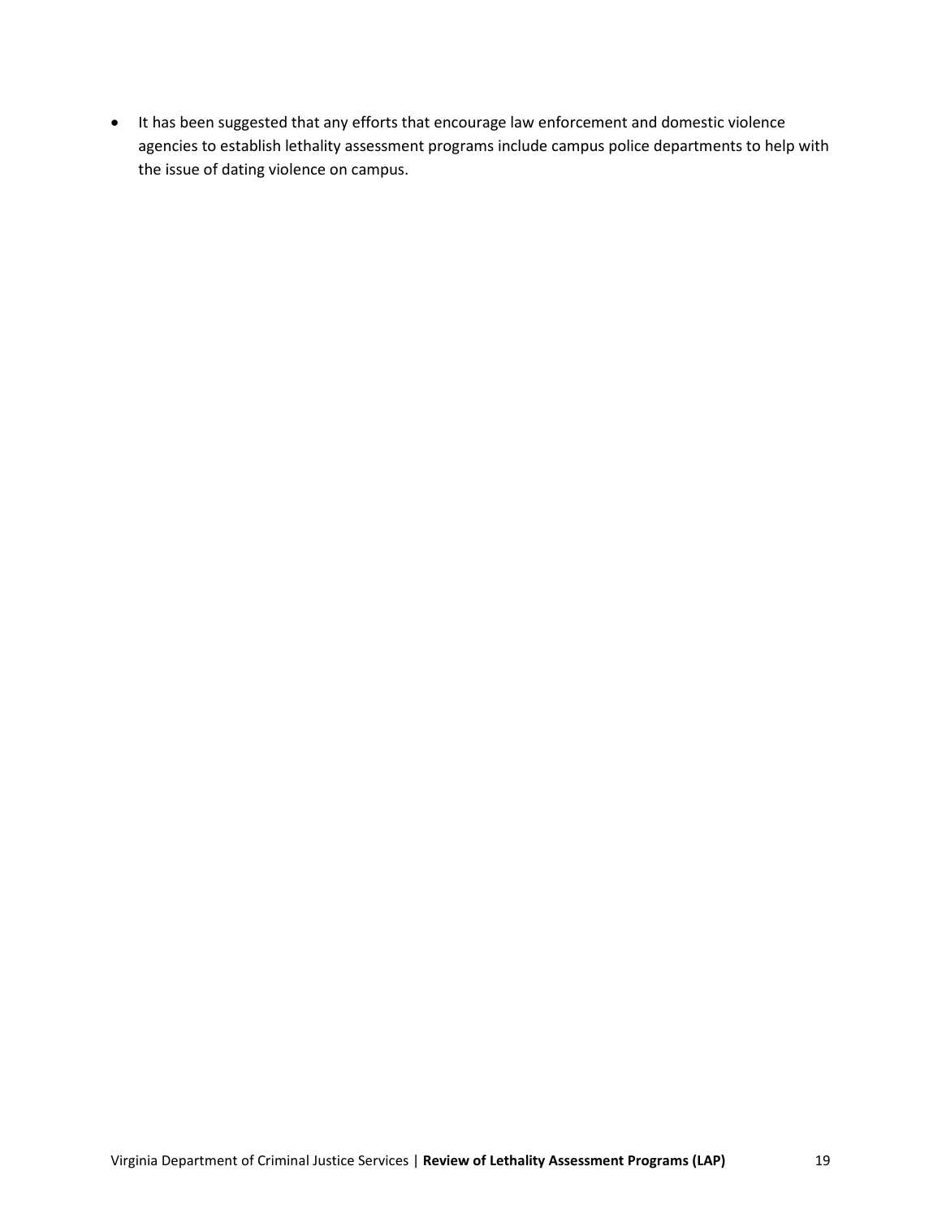- It has been suggested that any efforts that encourage law enforcement and domestic violence agencies to establish lethality assessment programs include campus police departments to help with the issue of dating violence on campus.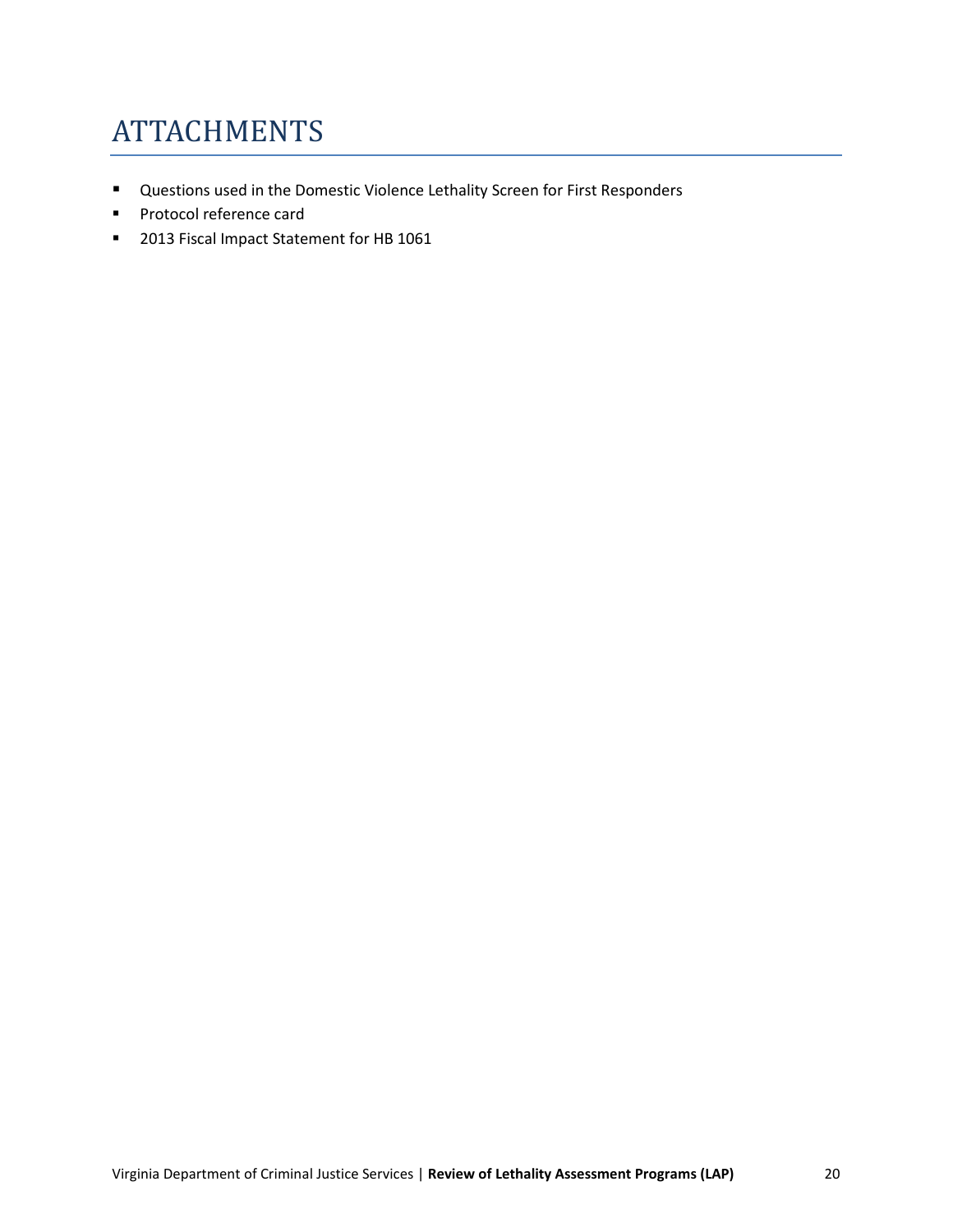# ATTACHMENTS

- Questions used in the Domestic Violence Lethality Screen for First Responders
- Protocol reference card
- 2013 Fiscal Impact Statement for HB 1061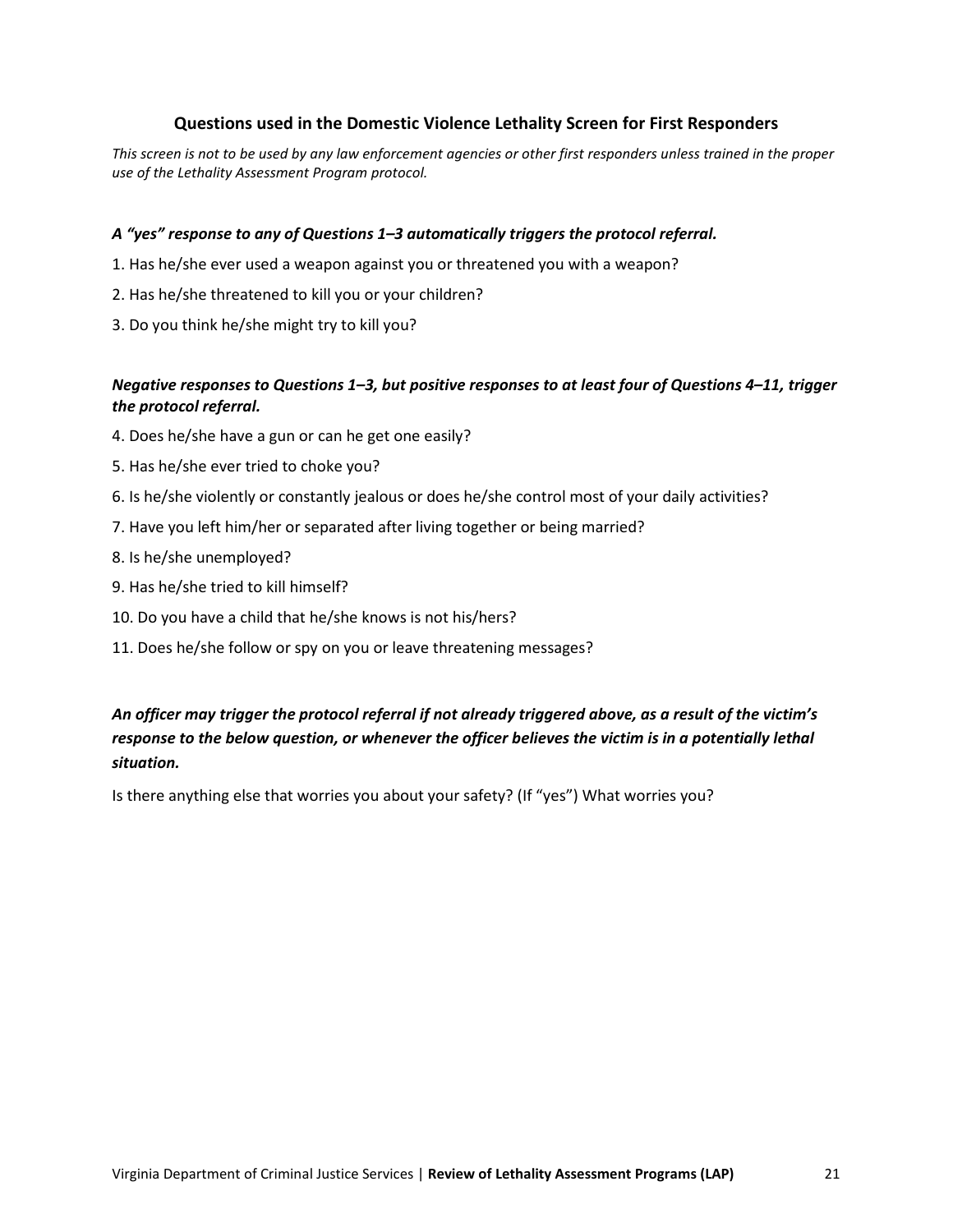### Questions used in the Domestic Violence Lethality Screen for First Responders

*This screen is not to be used by any law enforcement agencies or other first responders unless trained in the proper use of the Lethality Assessment Program protocol.*

***A "yes" response to any of Questions 1–3 automatically triggers the protocol referral.***

1. Has he/she ever used a weapon against you or threatened you with a weapon?
2. Has he/she threatened to kill you or your children?
3. Do you think he/she might try to kill you?

***Negative responses to Questions 1–3, but positive responses to at least four of Questions 4–11, trigger the protocol referral.***

4. Does he/she have a gun or can he get one easily?
5. Has he/she ever tried to choke you?
6. Is he/she violently or constantly jealous or does he/she control most of your daily activities?
7. Have you left him/her or separated after living together or being married?
8. Is he/she unemployed?
9. Has he/she tried to kill himself?
10. Do you have a child that he/she knows is not his/hers?
11. Does he/she follow or spy on you or leave threatening messages?

***An officer may trigger the protocol referral if not already triggered above, as a result of the victim's response to the below question, or whenever the officer believes the victim is in a potentially lethal situation.***

Is there anything else that worries you about your safety? (If "yes") What worries you?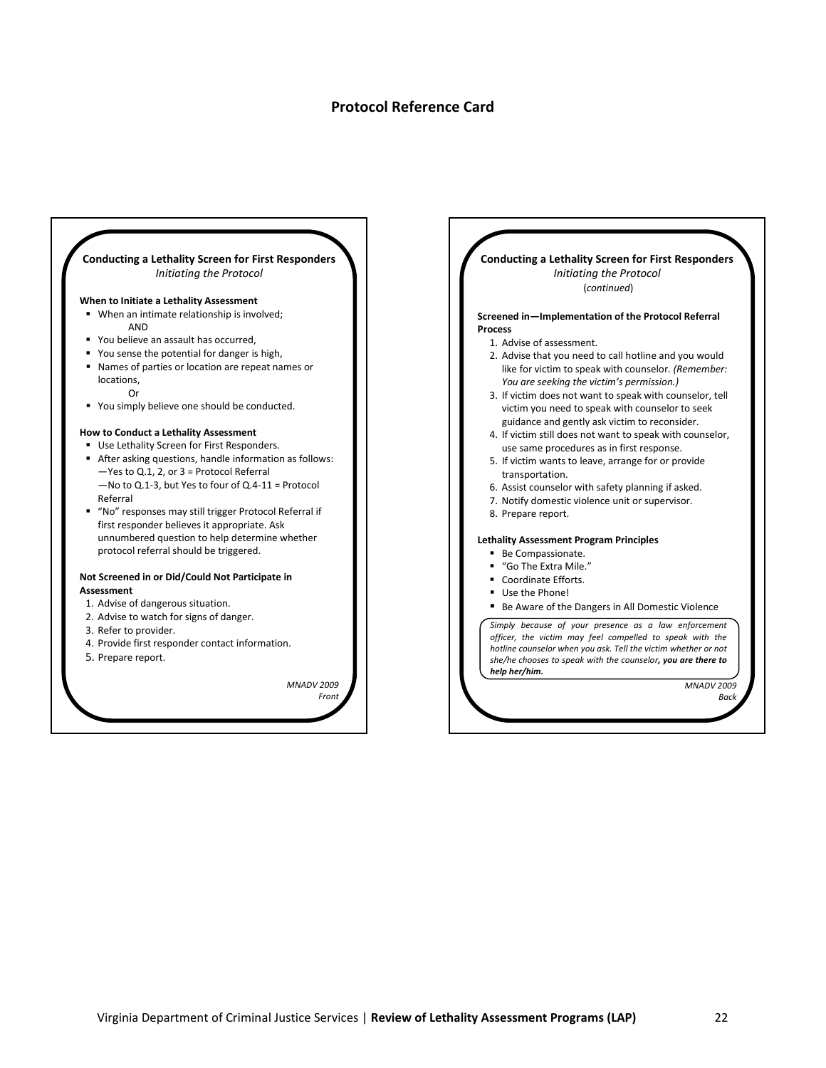## Protocol Reference Card

### Conducting a Lethality Screen for First Responders

*Initiating the Protocol*

**When to Initiate a Lethality Assessment**

- When an intimate relationship is involved;
  AND
- You believe an assault has occurred,
- You sense the potential for danger is high,
- Names of parties or location are repeat names or locations,
  Or
- You simply believe one should be conducted.

**How to Conduct a Lethality Assessment**

- Use Lethality Screen for First Responders.
- After asking questions, handle information as follows:
  —Yes to Q.1, 2, or 3 = Protocol Referral
  —No to Q.1-3, but Yes to four of Q.4-11 = Protocol Referral
- "No" responses may still trigger Protocol Referral if first responder believes it appropriate. Ask unnumbered question to help determine whether protocol referral should be triggered.

**Not Screened in or Did/Could Not Participate in Assessment**

1. Advise of dangerous situation.
2. Advise to watch for signs of danger.
3. Refer to provider.
4. Provide first responder contact information.
5. Prepare report.

*MNADV 2009*
*Front*

### Conducting a Lethality Screen for First Responders

*Initiating the Protocol*
(*continued*)

**Screened in—Implementation of the Protocol Referral Process**

1. Advise of assessment.
2. Advise that you need to call hotline and you would like for victim to speak with counselor. *(Remember: You are seeking the victim's permission.)*
3. If victim does not want to speak with counselor, tell victim you need to speak with counselor to seek guidance and gently ask victim to reconsider.
4. If victim still does not want to speak with counselor, use same procedures as in first response.
5. If victim wants to leave, arrange for or provide transportation.
6. Assist counselor with safety planning if asked.
7. Notify domestic violence unit or supervisor.
8. Prepare report.

**Lethality Assessment Program Principles**

- Be Compassionate.
- "Go The Extra Mile."
- Coordinate Efforts.
- Use the Phone!
- Be Aware of the Dangers in All Domestic Violence

*Simply because of your presence as a law enforcement officer, the victim may feel compelled to speak with the hotline counselor when you ask. Tell the victim whether or not she/he chooses to speak with the counselor, **you are there to help her/him.***

*MNADV 2009*
*Back*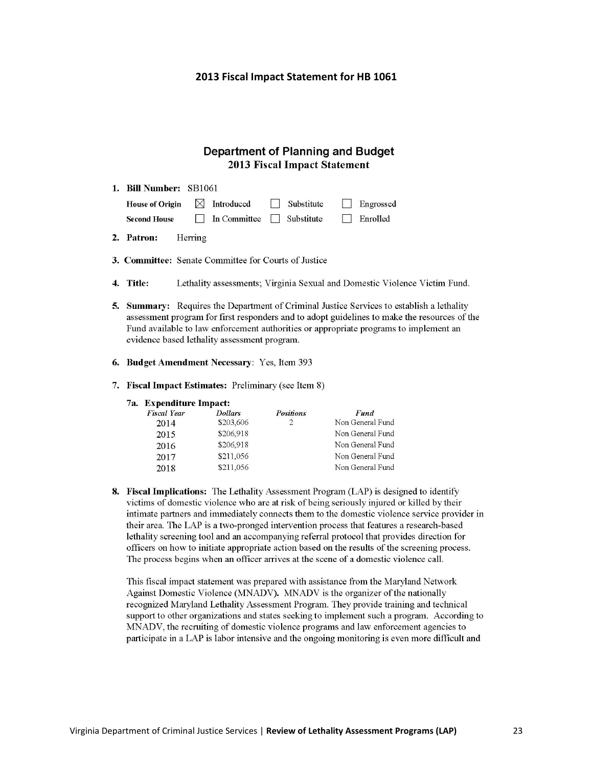## 2013 Fiscal Impact Statement for HB 1061

# Department of Planning and Budget
## 2013 Fiscal Impact Statement

1. **Bill Number:** SB1061

   **House of Origin** ☒ Introduced ☐ Substitute ☐ Engrossed

   **Second House** ☐ In Committee ☐ Substitute ☐ Enrolled

2. **Patron:** Herring

3. **Committee:** Senate Committee for Courts of Justice

4. **Title:** Lethality assessments; Virginia Sexual and Domestic Violence Victim Fund.

5. **Summary:** Requires the Department of Criminal Justice Services to establish a lethality assessment program for first responders and to adopt guidelines to make the resources of the Fund available to law enforcement authorities or appropriate programs to implement an evidence based lethality assessment program.

6. **Budget Amendment Necessary**: Yes, Item 393

7. **Fiscal Impact Estimates:** Preliminary (see Item 8)

   **7a. Expenditure Impact:**

| *Fiscal Year* | *Dollars* | *Positions* | *Fund* |
|---|---|---|---|
| 2014 | $203,606 | 2 | Non General Fund |
| 2015 | $206,918 | | Non General Fund |
| 2016 | $206,918 | | Non General Fund |
| 2017 | $211,056 | | Non General Fund |
| 2018 | $211,056 | | Non General Fund |

8. **Fiscal Implications:** The Lethality Assessment Program (LAP) is designed to identify victims of domestic violence who are at risk of being seriously injured or killed by their intimate partners and immediately connects them to the domestic violence service provider in their area. The LAP is a two-pronged intervention process that features a research-based lethality screening tool and an accompanying referral protocol that provides direction for officers on how to initiate appropriate action based on the results of the screening process. The process begins when an officer arrives at the scene of a domestic violence call.

   This fiscal impact statement was prepared with assistance from the Maryland Network Against Domestic Violence (MNADV). MNADV is the organizer of the nationally recognized Maryland Lethality Assessment Program. They provide training and technical support to other organizations and states seeking to implement such a program. According to MNADV, the recruiting of domestic violence programs and law enforcement agencies to participate in a LAP is labor intensive and the ongoing monitoring is even more difficult and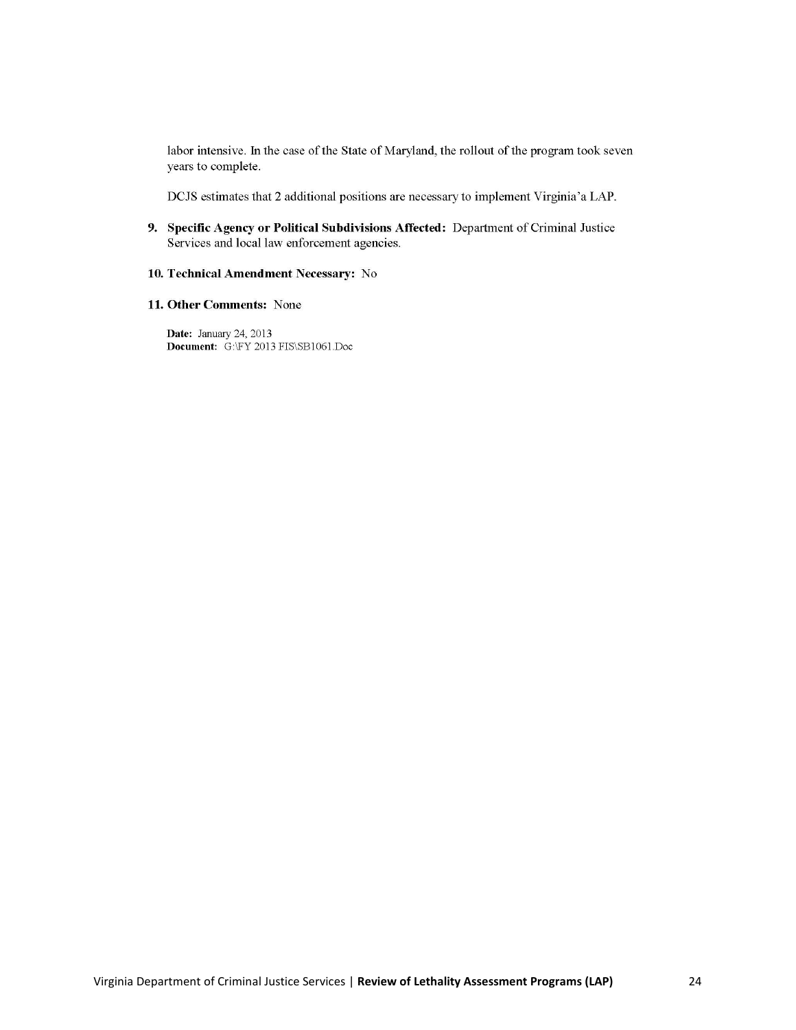labor intensive. In the case of the State of Maryland, the rollout of the program took seven years to complete.

DCJS estimates that 2 additional positions are necessary to implement Virginia'a LAP.

9. **Specific Agency or Political Subdivisions Affected:** Department of Criminal Justice Services and local law enforcement agencies.

10. **Technical Amendment Necessary:** No

11. **Other Comments:** None

**Date:** January 24, 2013
**Document:** G:\FY 2013 FIS\SB1061.Doc